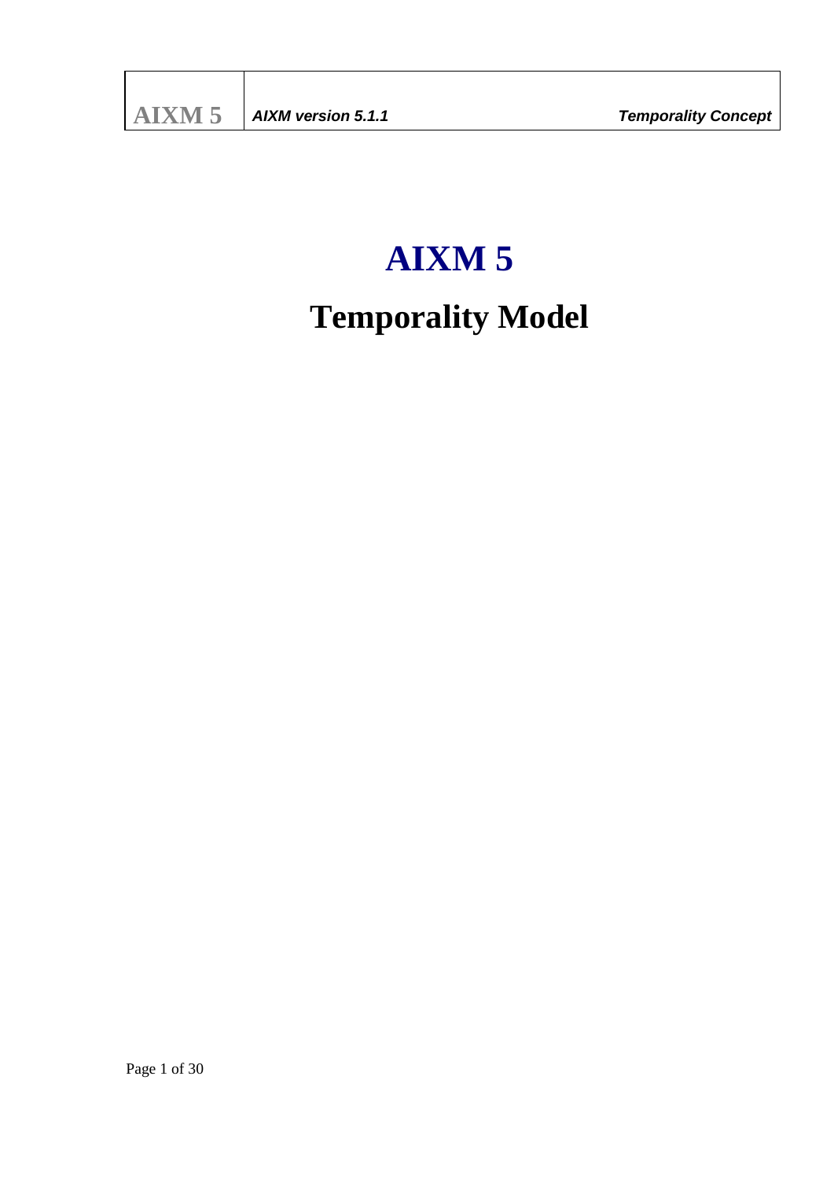# AIXM 5

# Temporality Model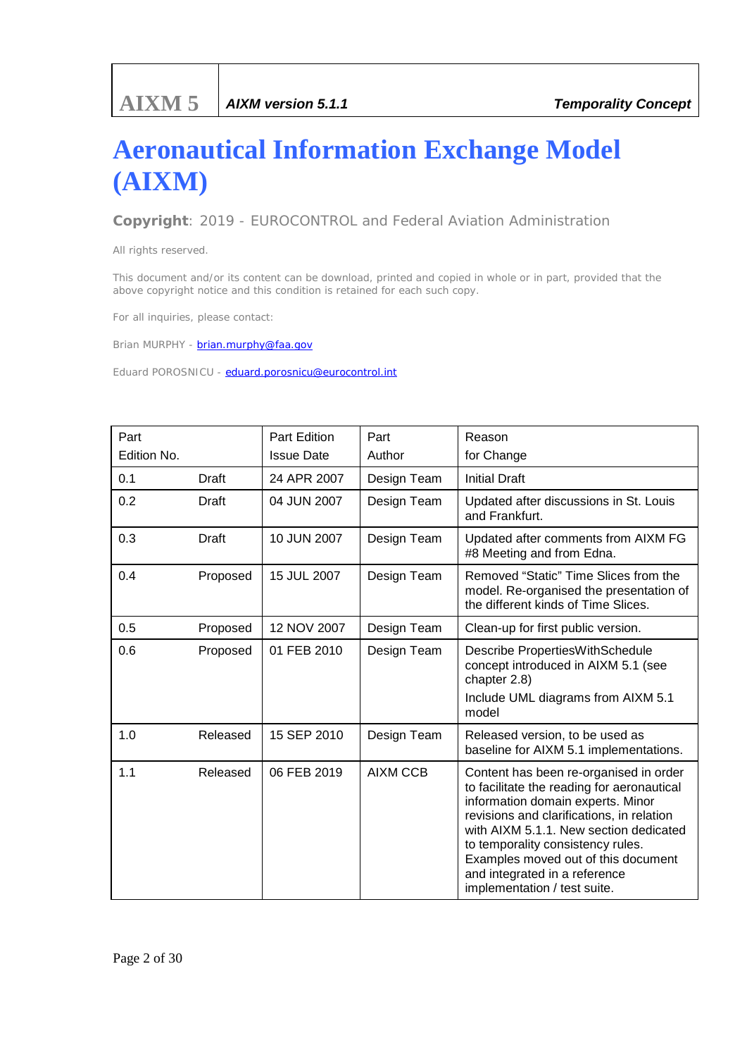# Aeronautical Information Exchange Model (AIXM)

**Copyright**: 2019 - EUROCONTROL and Federal Aviation Administration

All rights reserved.

This document and/or its content can be download, printed and copied in whole or in part, provided that the above copyright notice and this condition is retained for each such copy.

For all inquiries, please contact:

Brian MURPHY - brian.murphy@faa.gov

Eduard POROSNICU - eduard.porosnicu@eurocontrol.int

| Part Edition No. | | Part Edition Issue Date | Part Author | Reason for Change |
|---|---|---|---|---|
| 0.1 | Draft | 24 APR 2007 | Design Team | Initial Draft |
| 0.2 | Draft | 04 JUN 2007 | Design Team | Updated after discussions in St. Louis and Frankfurt. |
| 0.3 | Draft | 10 JUN 2007 | Design Team | Updated after comments from AIXM FG #8 Meeting and from Edna. |
| 0.4 | Proposed | 15 JUL 2007 | Design Team | Removed "Static" Time Slices from the model. Re-organised the presentation of the different kinds of Time Slices. |
| 0.5 | Proposed | 12 NOV 2007 | Design Team | Clean-up for first public version. |
| 0.6 | Proposed | 01 FEB 2010 | Design Team | Describe PropertiesWithSchedule concept introduced in AIXM 5.1 (see chapter 2.8)<br>Include UML diagrams from AIXM 5.1 model |
| 1.0 | Released | 15 SEP 2010 | Design Team | Released version, to be used as baseline for AIXM 5.1 implementations. |
| 1.1 | Released | 06 FEB 2019 | AIXM CCB | Content has been re-organised in order to facilitate the reading for aeronautical information domain experts. Minor revisions and clarifications, in relation with AIXM 5.1.1. New section dedicated to temporality consistency rules. Examples moved out of this document and integrated in a reference implementation / test suite. |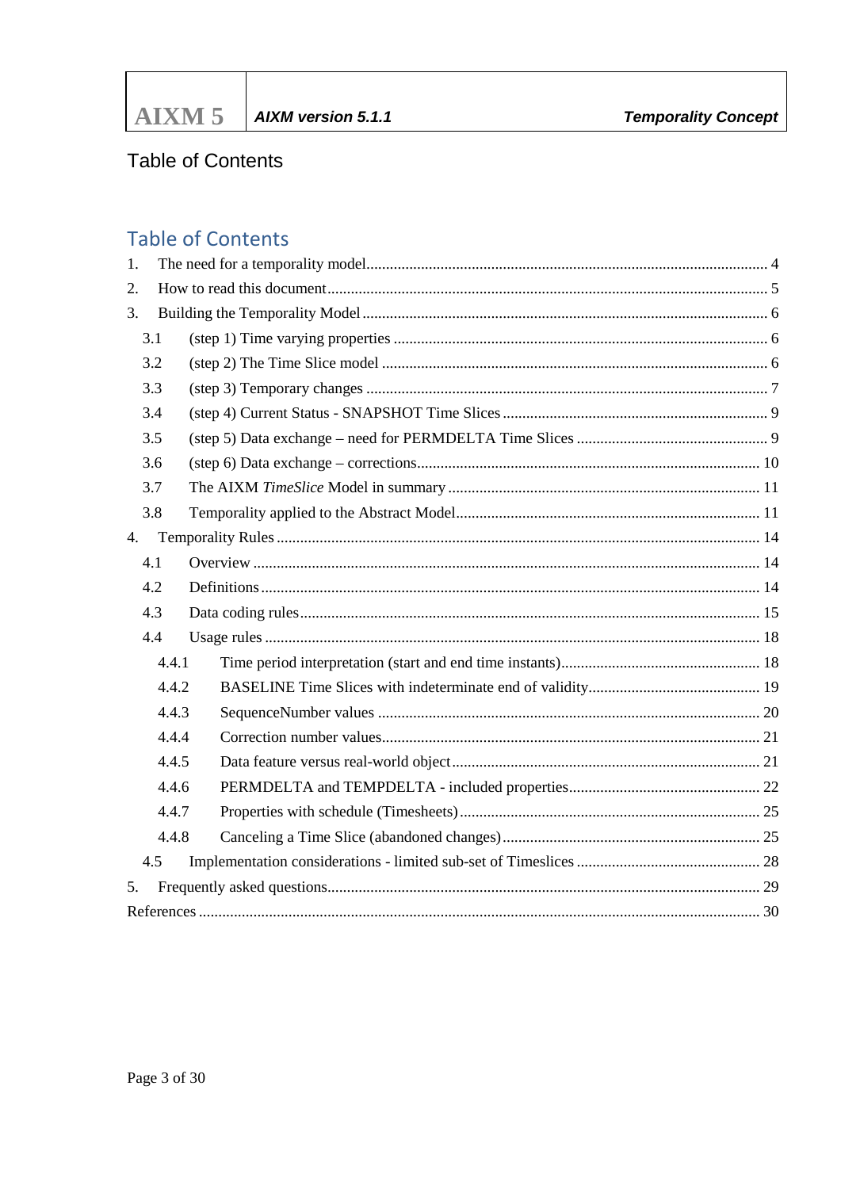# Table of Contents

## Table of Contents

1. The need for a temporality model ..... 4
2. How to read this document ..... 5
3. Building the Temporality Model ..... 6
   - 3.1 (step 1) Time varying properties ..... 6
   - 3.2 (step 2) The Time Slice model ..... 6
   - 3.3 (step 3) Temporary changes ..... 7
   - 3.4 (step 4) Current Status - SNAPSHOT Time Slices ..... 9
   - 3.5 (step 5) Data exchange – need for PERMDELTA Time Slices ..... 9
   - 3.6 (step 6) Data exchange – corrections ..... 10
   - 3.7 The AIXM *TimeSlice* Model in summary ..... 11
   - 3.8 Temporality applied to the Abstract Model ..... 11
4. Temporality Rules ..... 14
   - 4.1 Overview ..... 14
   - 4.2 Definitions ..... 14
   - 4.3 Data coding rules ..... 15
   - 4.4 Usage rules ..... 18
     - 4.4.1 Time period interpretation (start and end time instants) ..... 18
     - 4.4.2 BASELINE Time Slices with indeterminate end of validity ..... 19
     - 4.4.3 SequenceNumber values ..... 20
     - 4.4.4 Correction number values ..... 21
     - 4.4.5 Data feature versus real-world object ..... 21
     - 4.4.6 PERMDELTA and TEMPDELTA - included properties ..... 22
     - 4.4.7 Properties with schedule (Timesheets) ..... 25
     - 4.4.8 Canceling a Time Slice (abandoned changes) ..... 25
   - 4.5 Implementation considerations - limited sub-set of Timeslices ..... 28
5. Frequently asked questions ..... 29

References ..... 30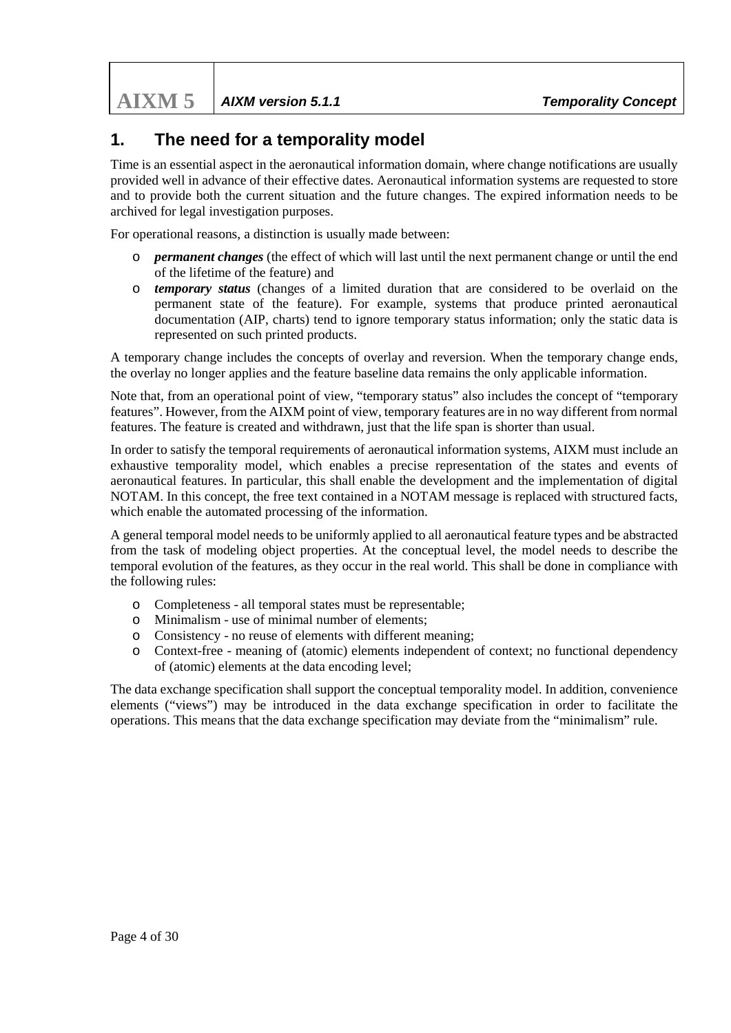# 1. The need for a temporality model

Time is an essential aspect in the aeronautical information domain, where change notifications are usually provided well in advance of their effective dates. Aeronautical information systems are requested to store and to provide both the current situation and the future changes. The expired information needs to be archived for legal investigation purposes.

For operational reasons, a distinction is usually made between:

- ***permanent changes*** (the effect of which will last until the next permanent change or until the end of the lifetime of the feature) and
- ***temporary status*** (changes of a limited duration that are considered to be overlaid on the permanent state of the feature). For example, systems that produce printed aeronautical documentation (AIP, charts) tend to ignore temporary status information; only the static data is represented on such printed products.

A temporary change includes the concepts of overlay and reversion. When the temporary change ends, the overlay no longer applies and the feature baseline data remains the only applicable information.

Note that, from an operational point of view, "temporary status" also includes the concept of "temporary features". However, from the AIXM point of view, temporary features are in no way different from normal features. The feature is created and withdrawn, just that the life span is shorter than usual.

In order to satisfy the temporal requirements of aeronautical information systems, AIXM must include an exhaustive temporality model, which enables a precise representation of the states and events of aeronautical features. In particular, this shall enable the development and the implementation of digital NOTAM. In this concept, the free text contained in a NOTAM message is replaced with structured facts, which enable the automated processing of the information.

A general temporal model needs to be uniformly applied to all aeronautical feature types and be abstracted from the task of modeling object properties. At the conceptual level, the model needs to describe the temporal evolution of the features, as they occur in the real world. This shall be done in compliance with the following rules:

- Completeness - all temporal states must be representable;
- Minimalism - use of minimal number of elements;
- Consistency - no reuse of elements with different meaning;
- Context-free - meaning of (atomic) elements independent of context; no functional dependency of (atomic) elements at the data encoding level;

The data exchange specification shall support the conceptual temporality model. In addition, convenience elements ("views") may be introduced in the data exchange specification in order to facilitate the operations. This means that the data exchange specification may deviate from the "minimalism" rule.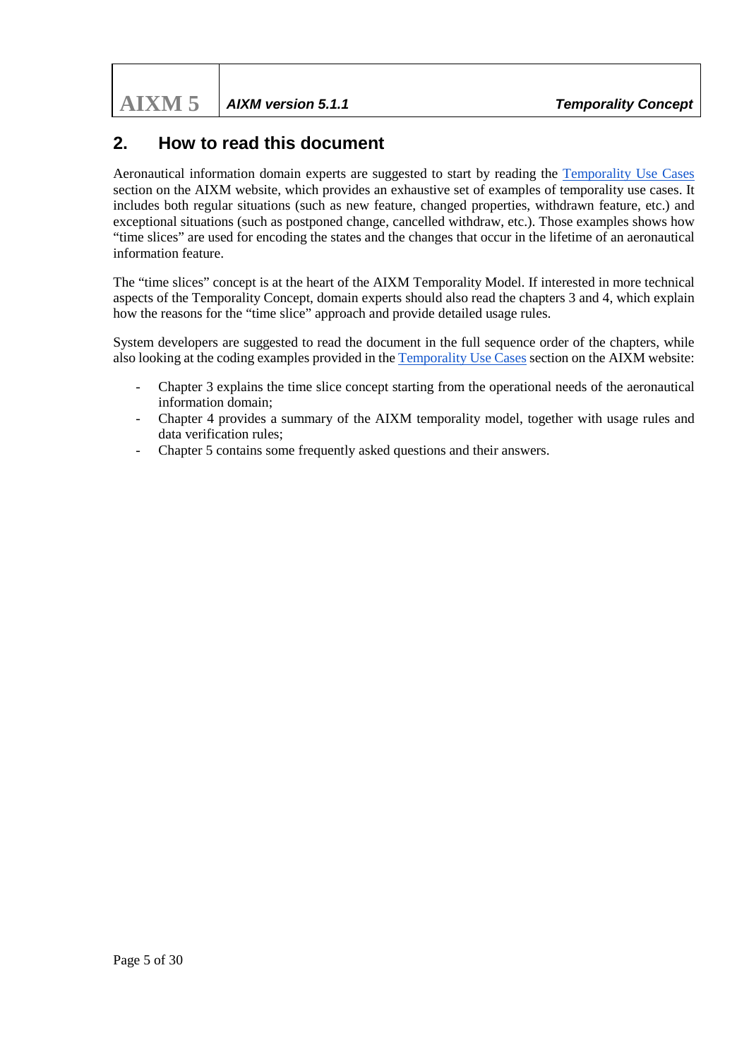## 2. How to read this document

Aeronautical information domain experts are suggested to start by reading the Temporality Use Cases section on the AIXM website, which provides an exhaustive set of examples of temporality use cases. It includes both regular situations (such as new feature, changed properties, withdrawn feature, etc.) and exceptional situations (such as postponed change, cancelled withdraw, etc.). Those examples shows how "time slices" are used for encoding the states and the changes that occur in the lifetime of an aeronautical information feature.

The "time slices" concept is at the heart of the AIXM Temporality Model. If interested in more technical aspects of the Temporality Concept, domain experts should also read the chapters 3 and 4, which explain how the reasons for the "time slice" approach and provide detailed usage rules.

System developers are suggested to read the document in the full sequence order of the chapters, while also looking at the coding examples provided in the Temporality Use Cases section on the AIXM website:

- Chapter 3 explains the time slice concept starting from the operational needs of the aeronautical information domain;
- Chapter 4 provides a summary of the AIXM temporality model, together with usage rules and data verification rules;
- Chapter 5 contains some frequently asked questions and their answers.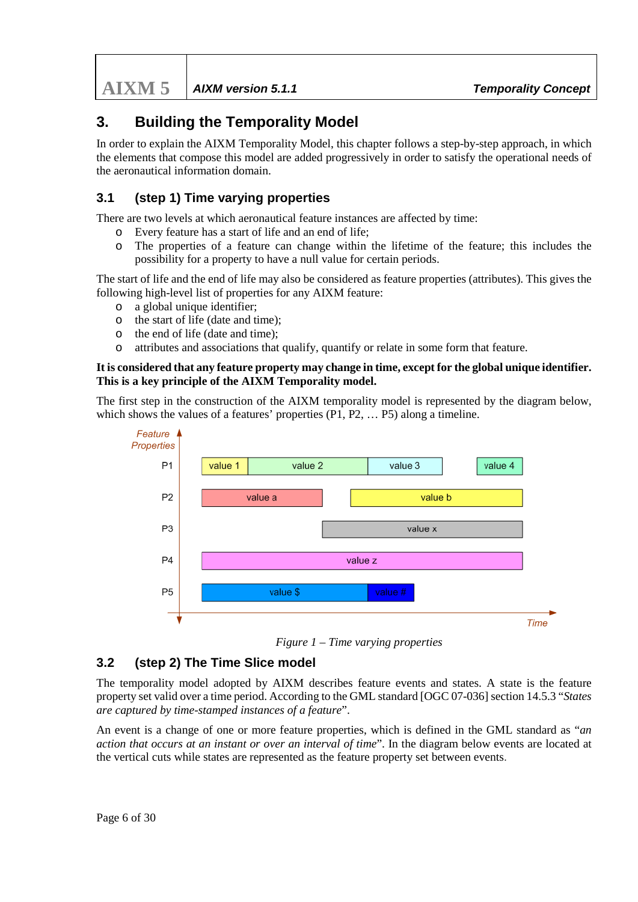## 3. Building the Temporality Model

In order to explain the AIXM Temporality Model, this chapter follows a step-by-step approach, in which the elements that compose this model are added progressively in order to satisfy the operational needs of the aeronautical information domain.

### 3.1 (step 1) Time varying properties

There are two levels at which aeronautical feature instances are affected by time:

- Every feature has a start of life and an end of life;
- The properties of a feature can change within the lifetime of the feature; this includes the possibility for a property to have a null value for certain periods.

The start of life and the end of life may also be considered as feature properties (attributes). This gives the following high-level list of properties for any AIXM feature:

- a global unique identifier;
- the start of life (date and time);
- the end of life (date and time);
- attributes and associations that qualify, quantify or relate in some form that feature.

**It is considered that any feature property may change in time, except for the global unique identifier. This is a key principle of the AIXM Temporality model.**

The first step in the construction of the AIXM temporality model is represented by the diagram below, which shows the values of a features' properties (P1, P2, … P5) along a timeline.

Feature Properties

P1: value 1 | value 2 | value 3 | value 4

P2: value a | value b

P3: value x

P4: value z

P5: value $ | value #

Time

*Figure 1 – Time varying properties*

### 3.2 (step 2) The Time Slice model

The temporality model adopted by AIXM describes feature events and states. A state is the feature property set valid over a time period. According to the GML standard [OGC 07-036] section 14.5.3 "*States are captured by time-stamped instances of a feature*".

An event is a change of one or more feature properties, which is defined in the GML standard as "*an action that occurs at an instant or over an interval of time*". In the diagram below events are located at the vertical cuts while states are represented as the feature property set between events.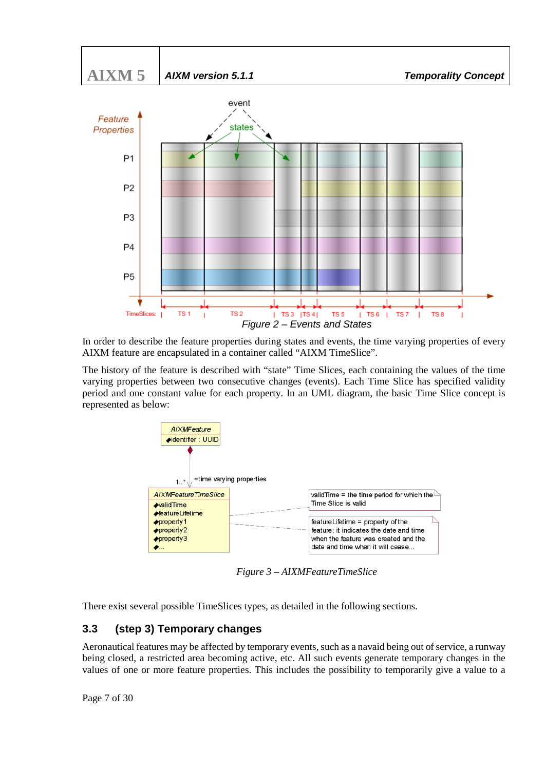Figure 2 – Events and States

In order to describe the feature properties during states and events, the time varying properties of every AIXM feature are encapsulated in a container called “AIXM TimeSlice”.

The history of the feature is described with “state” Time Slices, each containing the values of the time varying properties between two consecutive changes (events). Each Time Slice has specified validity period and one constant value for each property. In an UML diagram, the basic Time Slice concept is represented as below:

Figure 3 – AIXMFeatureTimeSlice

There exist several possible TimeSlices types, as detailed in the following sections.

## 3.3 (step 3) Temporary changes

Aeronautical features may be affected by temporary events, such as a navaid being out of service, a runway being closed, a restricted area becoming active, etc. All such events generate temporary changes in the values of one or more feature properties. This includes the possibility to temporarily give a value to a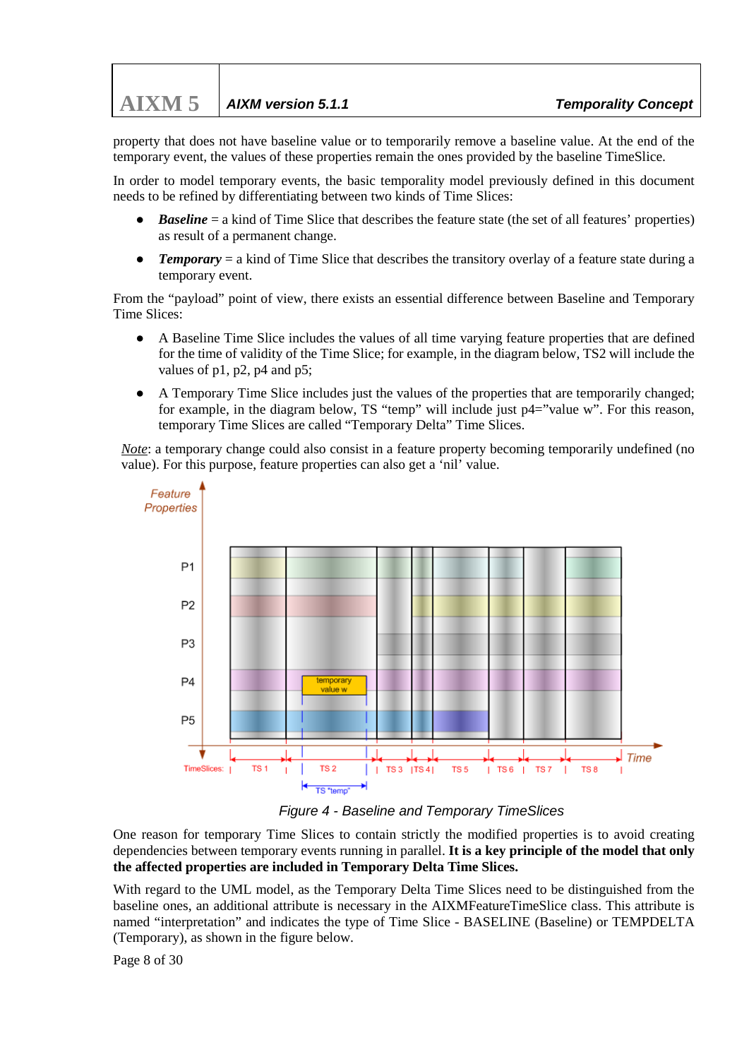property that does not have baseline value or to temporarily remove a baseline value. At the end of the temporary event, the values of these properties remain the ones provided by the baseline TimeSlice.

In order to model temporary events, the basic temporality model previously defined in this document needs to be refined by differentiating between two kinds of Time Slices:

- ***Baseline*** = a kind of Time Slice that describes the feature state (the set of all features' properties) as result of a permanent change.
- ***Temporary*** = a kind of Time Slice that describes the transitory overlay of a feature state during a temporary event.

From the "payload" point of view, there exists an essential difference between Baseline and Temporary Time Slices:

- A Baseline Time Slice includes the values of all time varying feature properties that are defined for the time of validity of the Time Slice; for example, in the diagram below, TS2 will include the values of p1, p2, p4 and p5;
- A Temporary Time Slice includes just the values of the properties that are temporarily changed; for example, in the diagram below, TS "temp" will include just p4="value w". For this reason, temporary Time Slices are called "Temporary Delta" Time Slices.

*Note*: a temporary change could also consist in a feature property becoming temporarily undefined (no value). For this purpose, feature properties can also get a 'nil' value.

*Figure 4 - Baseline and Temporary TimeSlices*

One reason for temporary Time Slices to contain strictly the modified properties is to avoid creating dependencies between temporary events running in parallel. **It is a key principle of the model that only the affected properties are included in Temporary Delta Time Slices.**

With regard to the UML model, as the Temporary Delta Time Slices need to be distinguished from the baseline ones, an additional attribute is necessary in the AIXMFeatureTimeSlice class. This attribute is named "interpretation" and indicates the type of Time Slice - BASELINE (Baseline) or TEMPDELTA (Temporary), as shown in the figure below.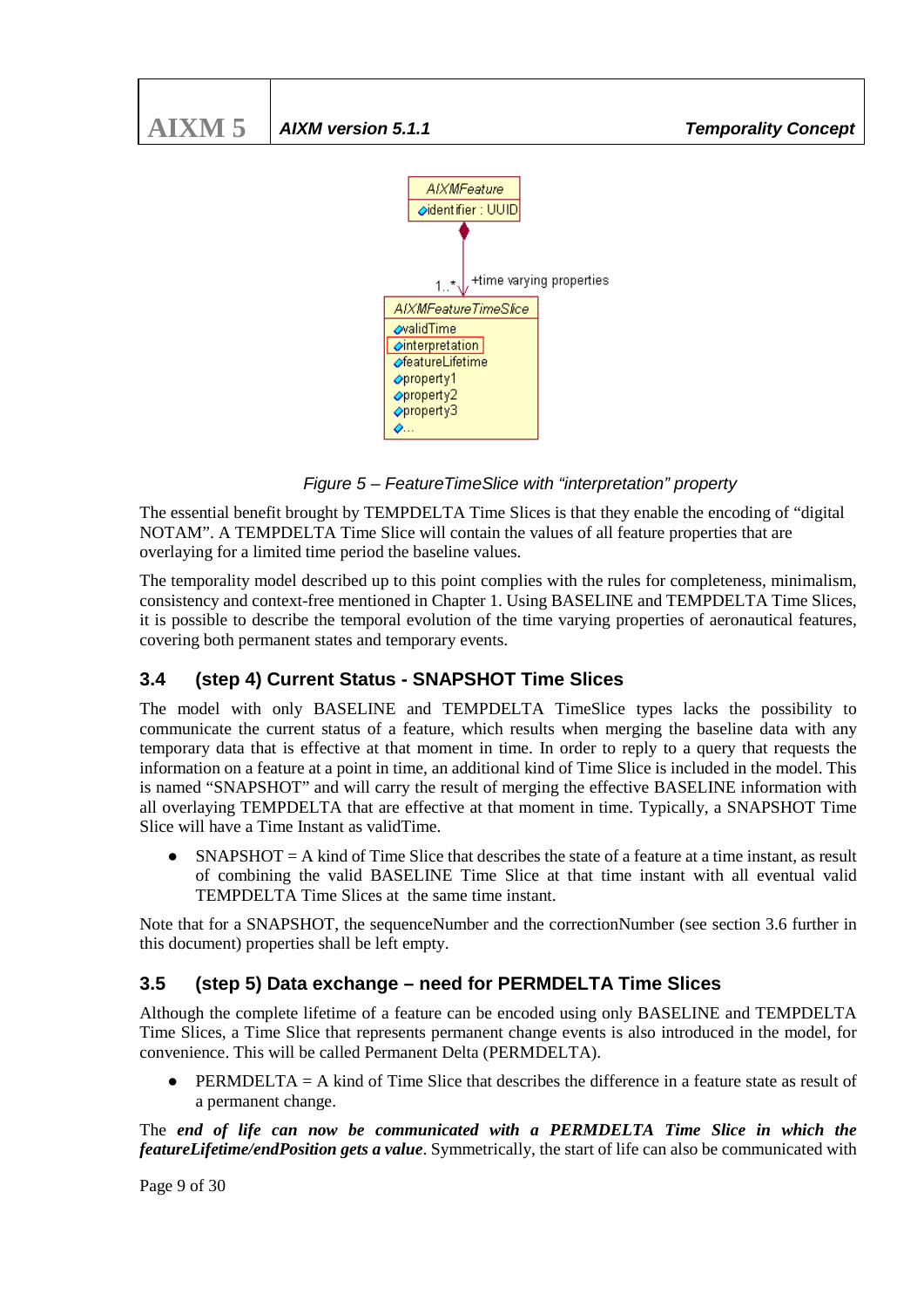Figure 5 – FeatureTimeSlice with “interpretation” property

The essential benefit brought by TEMPDELTA Time Slices is that they enable the encoding of “digital NOTAM”. A TEMPDELTA Time Slice will contain the values of all feature properties that are overlaying for a limited time period the baseline values.

The temporality model described up to this point complies with the rules for completeness, minimalism, consistency and context-free mentioned in Chapter 1. Using BASELINE and TEMPDELTA Time Slices, it is possible to describe the temporal evolution of the time varying properties of aeronautical features, covering both permanent states and temporary events.

## 3.4 (step 4) Current Status - SNAPSHOT Time Slices

The model with only BASELINE and TEMPDELTA TimeSlice types lacks the possibility to communicate the current status of a feature, which results when merging the baseline data with any temporary data that is effective at that moment in time. In order to reply to a query that requests the information on a feature at a point in time, an additional kind of Time Slice is included in the model. This is named “SNAPSHOT” and will carry the result of merging the effective BASELINE information with all overlaying TEMPDELTA that are effective at that moment in time. Typically, a SNAPSHOT Time Slice will have a Time Instant as validTime.

- SNAPSHOT = A kind of Time Slice that describes the state of a feature at a time instant, as result of combining the valid BASELINE Time Slice at that time instant with all eventual valid TEMPDELTA Time Slices at the same time instant.

Note that for a SNAPSHOT, the sequenceNumber and the correctionNumber (see section 3.6 further in this document) properties shall be left empty.

## 3.5 (step 5) Data exchange – need for PERMDELTA Time Slices

Although the complete lifetime of a feature can be encoded using only BASELINE and TEMPDELTA Time Slices, a Time Slice that represents permanent change events is also introduced in the model, for convenience. This will be called Permanent Delta (PERMDELTA).

- PERMDELTA = A kind of Time Slice that describes the difference in a feature state as result of a permanent change.

The ***end of life can now be communicated with a PERMDELTA Time Slice in which the featureLifetime/endPosition gets a value***. Symmetrically, the start of life can also be communicated with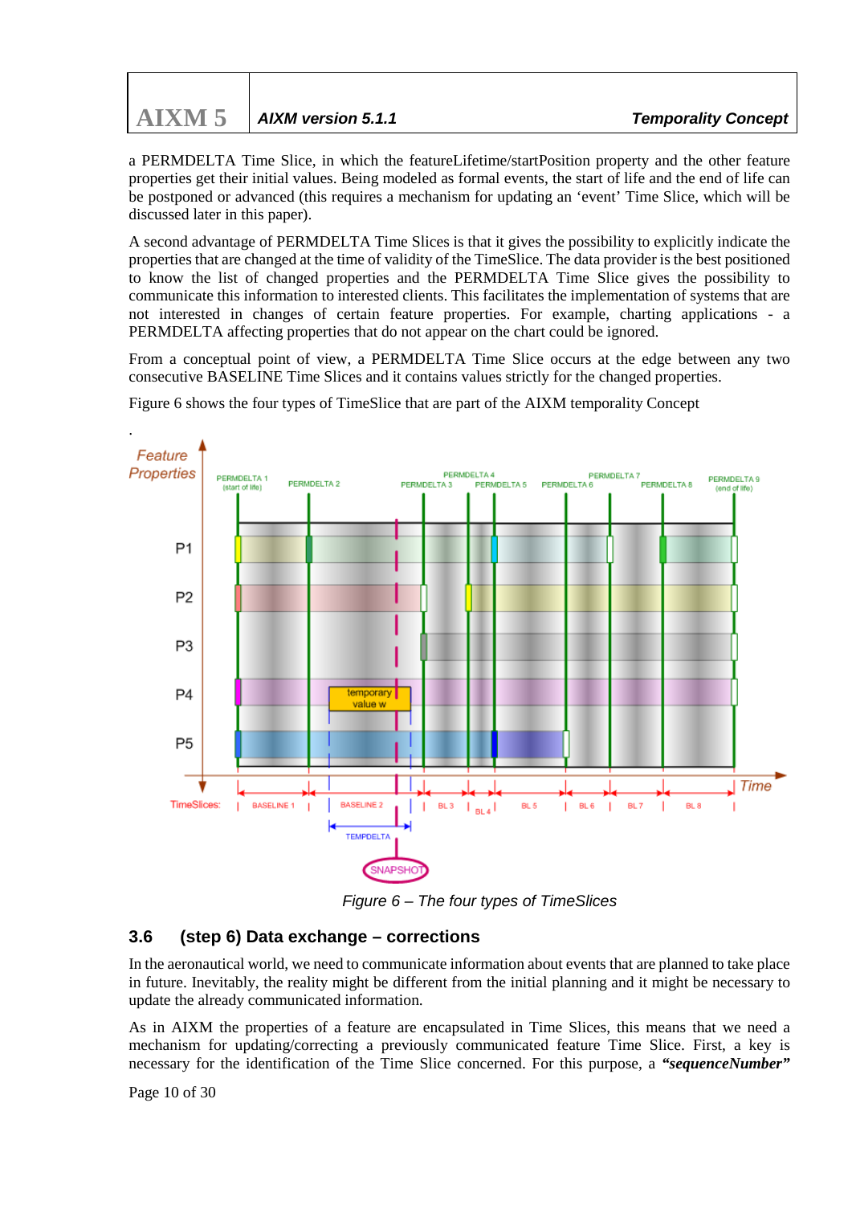a PERMDELTA Time Slice, in which the featureLifetime/startPosition property and the other feature properties get their initial values. Being modeled as formal events, the start of life and the end of life can be postponed or advanced (this requires a mechanism for updating an 'event' Time Slice, which will be discussed later in this paper).

A second advantage of PERMDELTA Time Slices is that it gives the possibility to explicitly indicate the properties that are changed at the time of validity of the TimeSlice. The data provider is the best positioned to know the list of changed properties and the PERMDELTA Time Slice gives the possibility to communicate this information to interested clients. This facilitates the implementation of systems that are not interested in changes of certain feature properties. For example, charting applications - a PERMDELTA affecting properties that do not appear on the chart could be ignored.

From a conceptual point of view, a PERMDELTA Time Slice occurs at the edge between any two consecutive BASELINE Time Slices and it contains values strictly for the changed properties.

Figure 6 shows the four types of TimeSlice that are part of the AIXM temporality Concept

.

*Figure 6 – The four types of TimeSlices*

## 3.6 (step 6) Data exchange – corrections

In the aeronautical world, we need to communicate information about events that are planned to take place in future. Inevitably, the reality might be different from the initial planning and it might be necessary to update the already communicated information.

As in AIXM the properties of a feature are encapsulated in Time Slices, this means that we need a mechanism for updating/correcting a previously communicated feature Time Slice. First, a key is necessary for the identification of the Time Slice concerned. For this purpose, a ***"sequenceNumber"***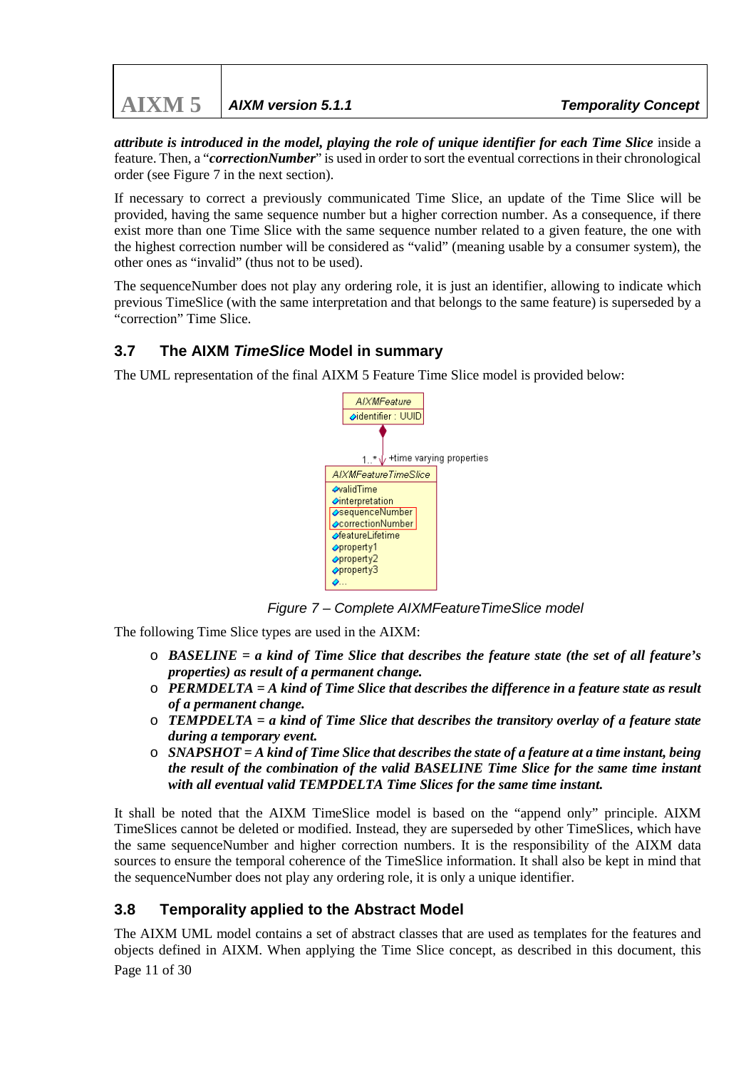***attribute is introduced in the model, playing the role of unique identifier for each Time Slice*** inside a feature. Then, a "***correctionNumber***" is used in order to sort the eventual corrections in their chronological order (see Figure 7 in the next section).

If necessary to correct a previously communicated Time Slice, an update of the Time Slice will be provided, having the same sequence number but a higher correction number. As a consequence, if there exist more than one Time Slice with the same sequence number related to a given feature, the one with the highest correction number will be considered as "valid" (meaning usable by a consumer system), the other ones as "invalid" (thus not to be used).

The sequenceNumber does not play any ordering role, it is just an identifier, allowing to indicate which previous TimeSlice (with the same interpretation and that belongs to the same feature) is superseded by a "correction" Time Slice.

## 3.7 The AIXM *TimeSlice* Model in summary

The UML representation of the final AIXM 5 Feature Time Slice model is provided below:

*Figure 7 – Complete AIXMFeatureTimeSlice model*

The following Time Slice types are used in the AIXM:

- ***BASELINE = a kind of Time Slice that describes the feature state (the set of all feature's properties) as result of a permanent change.***
- ***PERMDELTA = A kind of Time Slice that describes the difference in a feature state as result of a permanent change.***
- ***TEMPDELTA = a kind of Time Slice that describes the transitory overlay of a feature state during a temporary event.***
- ***SNAPSHOT = A kind of Time Slice that describes the state of a feature at a time instant, being the result of the combination of the valid BASELINE Time Slice for the same time instant with all eventual valid TEMPDELTA Time Slices for the same time instant.***

It shall be noted that the AIXM TimeSlice model is based on the "append only" principle. AIXM TimeSlices cannot be deleted or modified. Instead, they are superseded by other TimeSlices, which have the same sequenceNumber and higher correction numbers. It is the responsibility of the AIXM data sources to ensure the temporal coherence of the TimeSlice information. It shall also be kept in mind that the sequenceNumber does not play any ordering role, it is only a unique identifier.

## 3.8 Temporality applied to the Abstract Model

The AIXM UML model contains a set of abstract classes that are used as templates for the features and objects defined in AIXM. When applying the Time Slice concept, as described in this document, this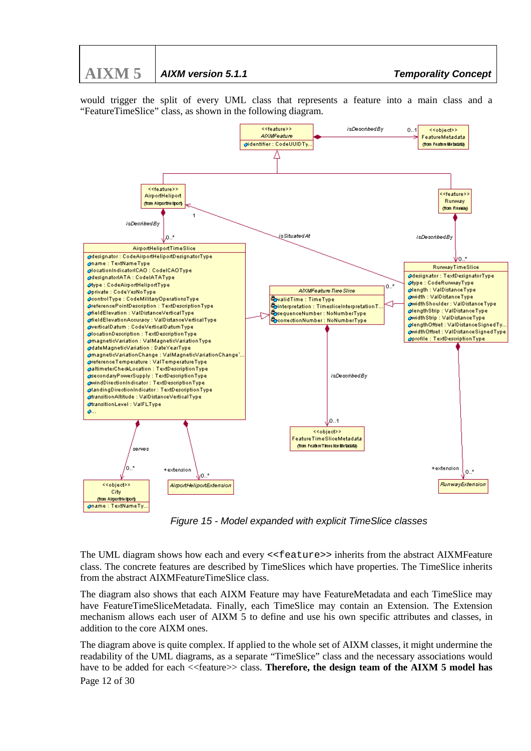would trigger the split of every UML class that represents a feature into a main class and a “FeatureTimeSlice” class, as shown in the following diagram.

Figure 15 - Model expanded with explicit TimeSlice classes

The UML diagram shows how each and every `<<feature>>` inherits from the abstract AIXMFeature class. The concrete features are described by TimeSlices which have properties. The TimeSlice inherits from the abstract AIXMFeatureTimeSlice class.

The diagram also shows that each AIXM Feature may have FeatureMetadata and each TimeSlice may have FeatureTimeSliceMetadata. Finally, each TimeSlice may contain an Extension. The Extension mechanism allows each user of AIXM 5 to define and use his own specific attributes and classes, in addition to the core AIXM ones.

The diagram above is quite complex. If applied to the whole set of AIXM classes, it might undermine the readability of the UML diagrams, as a separate “TimeSlice” class and the necessary associations would have to be added for each <<feature>> class. **Therefore, the design team of the AIXM 5 model has**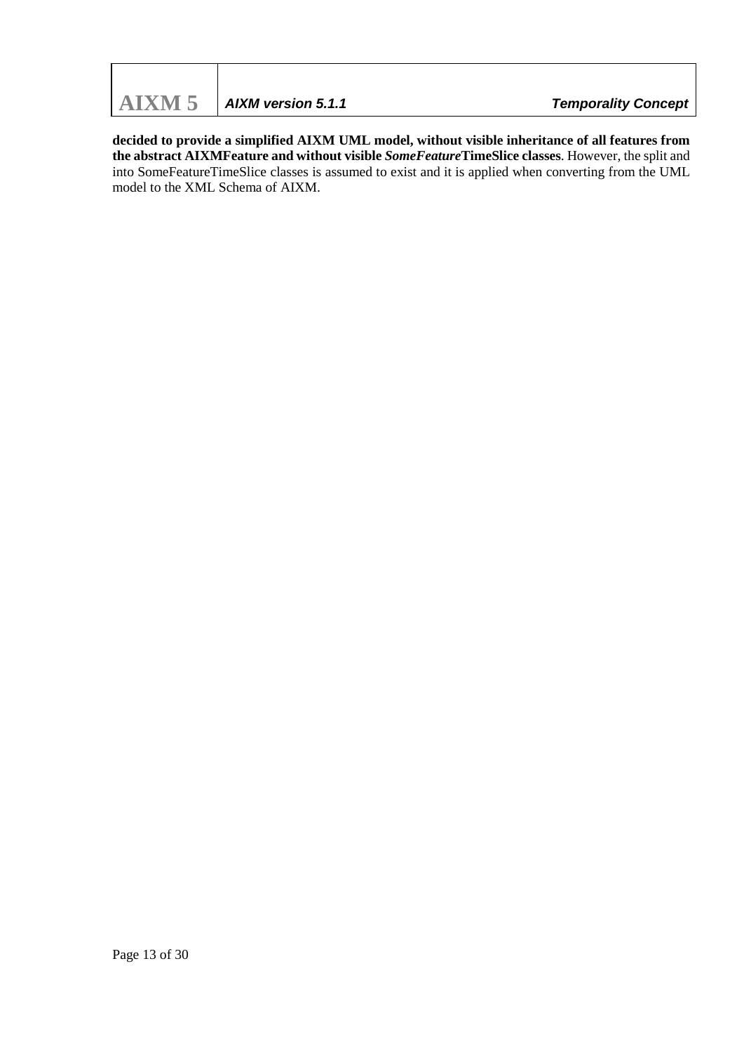**decided to provide a simplified AIXM UML model, without visible inheritance of all features from the abstract AIXMFeature and without visible *SomeFeature*TimeSlice classes**. However, the split and into SomeFeatureTimeSlice classes is assumed to exist and it is applied when converting from the UML model to the XML Schema of AIXM.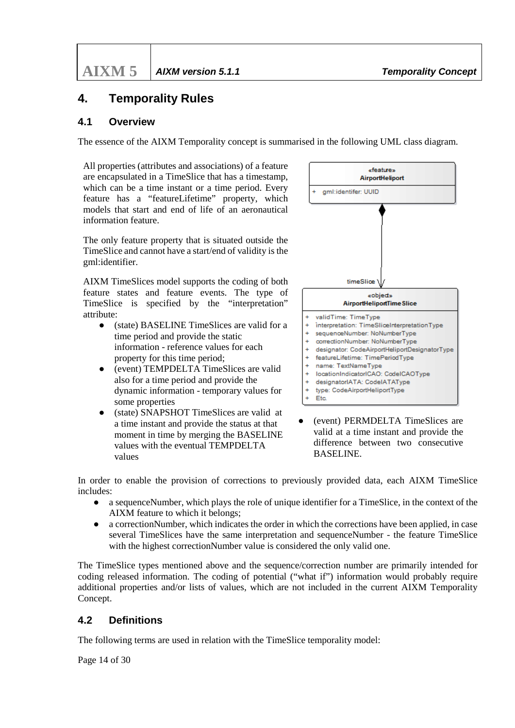# 4. Temporality Rules

## 4.1 Overview

The essence of the AIXM Temporality concept is summarised in the following UML class diagram.

All properties (attributes and associations) of a feature are encapsulated in a TimeSlice that has a timestamp, which can be a time instant or a time period. Every feature has a "featureLifetime" property, which models that start and end of life of an aeronautical information feature.

The only feature property that is situated outside the TimeSlice and cannot have a start/end of validity is the gml:identifier.

AIXM TimeSlices model supports the coding of both feature states and feature events. The type of TimeSlice is specified by the "interpretation" attribute:

- (state) BASELINE TimeSlices are valid for a time period and provide the static information - reference values for each property for this time period;
- (event) TEMPDELTA TimeSlices are valid also for a time period and provide the dynamic information - temporary values for some properties
- (state) SNAPSHOT TimeSlices are valid at a time instant and provide the status at that moment in time by merging the BASELINE values with the eventual TEMPDELTA values
- (event) PERMDELTA TimeSlices are valid at a time instant and provide the difference between two consecutive BASELINE.

«feature»
AirportHeliport
+ gml:identifer: UUID

timeSlice

«object»
AirportHeliportTimeSlice
+ validTime: TimeType
+ interpretation: TimeSliceInterpretationType
+ sequenceNumber: NoNumberType
+ correctionNumber: NoNumberType
+ designator: CodeAirportHeliportDesignatorType
+ featureLifetime: TimePeriodType
+ name: TextNameType
+ locationIndicatorICAO: CodeICAOType
+ designatorIATA: CodeIATAType
+ type: CodeAirportHeliportType
+ Etc.

In order to enable the provision of corrections to previously provided data, each AIXM TimeSlice includes:

- a sequenceNumber, which plays the role of unique identifier for a TimeSlice, in the context of the AIXM feature to which it belongs;
- a correctionNumber, which indicates the order in which the corrections have been applied, in case several TimeSlices have the same interpretation and sequenceNumber - the feature TimeSlice with the highest correctionNumber value is considered the only valid one.

The TimeSlice types mentioned above and the sequence/correction number are primarily intended for coding released information. The coding of potential ("what if") information would probably require additional properties and/or lists of values, which are not included in the current AIXM Temporality Concept.

## 4.2 Definitions

The following terms are used in relation with the TimeSlice temporality model: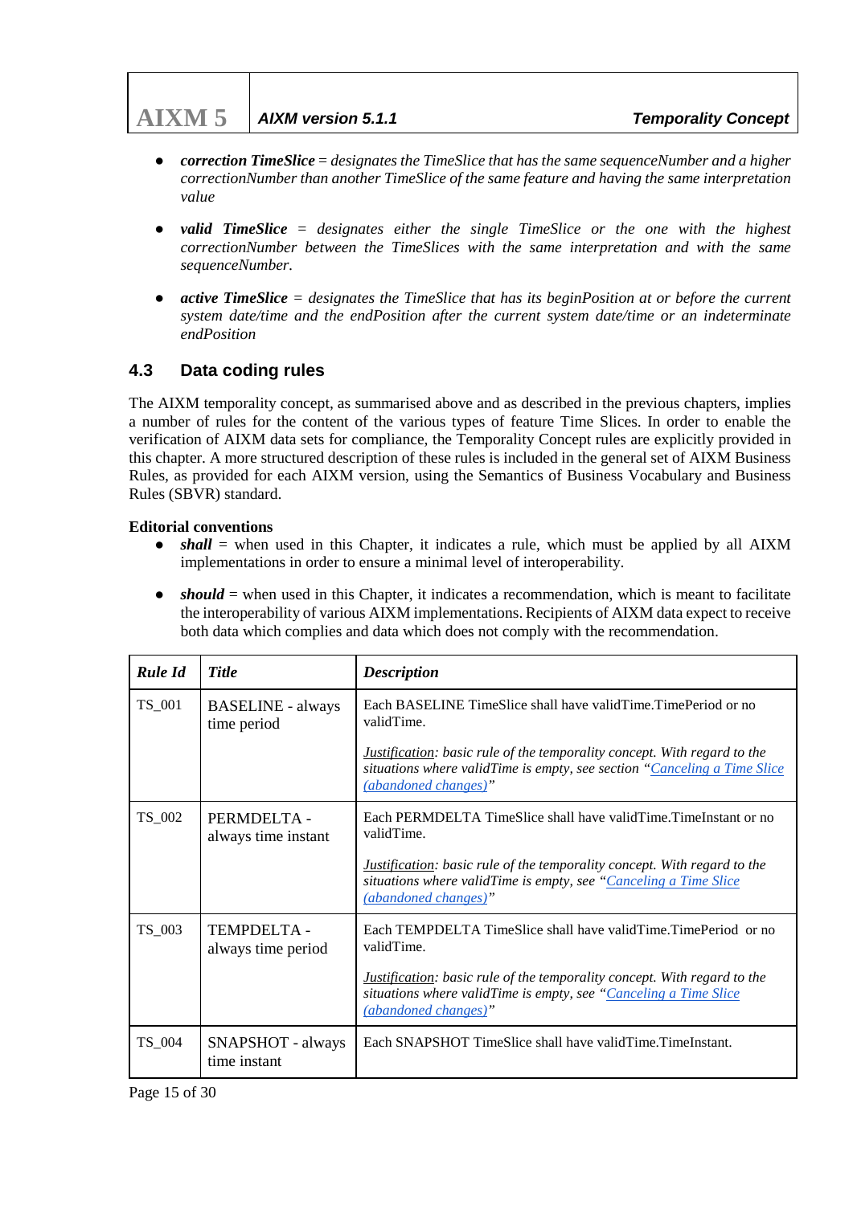- ***correction TimeSlice*** *= designates the TimeSlice that has the same sequenceNumber and a higher correctionNumber than another TimeSlice of the same feature and having the same interpretation value*

- ***valid TimeSlice*** *= designates either the single TimeSlice or the one with the highest correctionNumber between the TimeSlices with the same interpretation and with the same sequenceNumber.*

- ***active TimeSlice*** *= designates the TimeSlice that has its beginPosition at or before the current system date/time and the endPosition after the current system date/time or an indeterminate endPosition*

## 4.3 Data coding rules

The AIXM temporality concept, as summarised above and as described in the previous chapters, implies a number of rules for the content of the various types of feature Time Slices. In order to enable the verification of AIXM data sets for compliance, the Temporality Concept rules are explicitly provided in this chapter. A more structured description of these rules is included in the general set of AIXM Business Rules, as provided for each AIXM version, using the Semantics of Business Vocabulary and Business Rules (SBVR) standard.

**Editorial conventions**

- ***shall*** = when used in this Chapter, it indicates a rule, which must be applied by all AIXM implementations in order to ensure a minimal level of interoperability.

- ***should*** = when used in this Chapter, it indicates a recommendation, which is meant to facilitate the interoperability of various AIXM implementations. Recipients of AIXM data expect to receive both data which complies and data which does not comply with the recommendation.

| ***Rule Id*** | ***Title*** | ***Description*** |
|---|---|---|
| TS_001 | BASELINE - always time period | Each BASELINE TimeSlice shall have validTime.TimePeriod or no validTime.<br><br>*Justification: basic rule of the temporality concept. With regard to the situations where validTime is empty, see section "Canceling a Time Slice (abandoned changes)"* |
| TS_002 | PERMDELTA - always time instant | Each PERMDELTA TimeSlice shall have validTime.TimeInstant or no validTime.<br><br>*Justification: basic rule of the temporality concept. With regard to the situations where validTime is empty, see "Canceling a Time Slice (abandoned changes)"* |
| TS_003 | TEMPDELTA - always time period | Each TEMPDELTA TimeSlice shall have validTime.TimePeriod or no validTime.<br><br>*Justification: basic rule of the temporality concept. With regard to the situations where validTime is empty, see "Canceling a Time Slice (abandoned changes)"* |
| TS_004 | SNAPSHOT - always time instant | Each SNAPSHOT TimeSlice shall have validTime.TimeInstant. |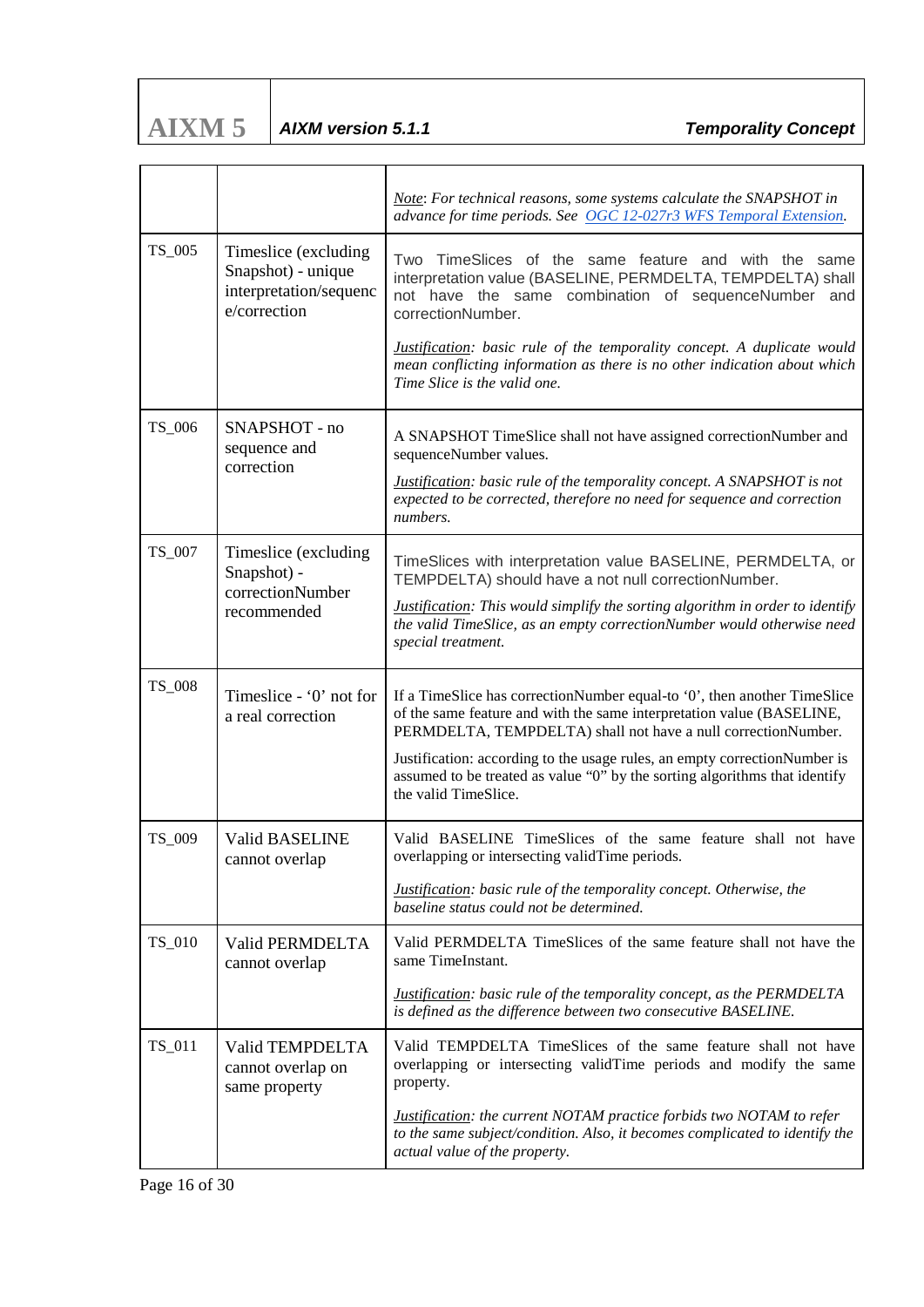| | | |
|---|---|---|
| | | *<u>Note</u>: For technical reasons, some systems calculate the SNAPSHOT in advance for time periods. See [OGC 12-027r3 WFS Temporal Extension](OGC 12-027r3 WFS Temporal Extension).* |
| TS_005 | Timeslice (excluding Snapshot) - unique interpretation/sequence/correction | Two TimeSlices of the same feature and with the same interpretation value (BASELINE, PERMDELTA, TEMPDELTA) shall not have the same combination of sequenceNumber and correctionNumber.<br><br>*<u>Justification</u>: basic rule of the temporality concept. A duplicate would mean conflicting information as there is no other indication about which Time Slice is the valid one.* |
| TS_006 | SNAPSHOT - no sequence and correction | A SNAPSHOT TimeSlice shall not have assigned correctionNumber and sequenceNumber values.<br><br>*<u>Justification</u>: basic rule of the temporality concept. A SNAPSHOT is not expected to be corrected, therefore no need for sequence and correction numbers.* |
| TS_007 | Timeslice (excluding Snapshot) - correctionNumber recommended | TimeSlices with interpretation value BASELINE, PERMDELTA, or TEMPDELTA) should have a not null correctionNumber.<br><br>*<u>Justification</u>: This would simplify the sorting algorithm in order to identify the valid TimeSlice, as an empty correctionNumber would otherwise need special treatment.* |
| TS_008 | Timeslice - '0' not for a real correction | If a TimeSlice has correctionNumber equal-to '0', then another TimeSlice of the same feature and with the same interpretation value (BASELINE, PERMDELTA, TEMPDELTA) shall not have a null correctionNumber.<br><br>Justification: according to the usage rules, an empty correctionNumber is assumed to be treated as value "0" by the sorting algorithms that identify the valid TimeSlice. |
| TS_009 | Valid BASELINE cannot overlap | Valid BASELINE TimeSlices of the same feature shall not have overlapping or intersecting validTime periods.<br><br>*<u>Justification</u>: basic rule of the temporality concept. Otherwise, the baseline status could not be determined.* |
| TS_010 | Valid PERMDELTA cannot overlap | Valid PERMDELTA TimeSlices of the same feature shall not have the same TimeInstant.<br><br>*<u>Justification</u>: basic rule of the temporality concept, as the PERMDELTA is defined as the difference between two consecutive BASELINE.* |
| TS_011 | Valid TEMPDELTA cannot overlap on same property | Valid TEMPDELTA TimeSlices of the same feature shall not have overlapping or intersecting validTime periods and modify the same property.<br><br>*<u>Justification</u>: the current NOTAM practice forbids two NOTAM to refer to the same subject/condition. Also, it becomes complicated to identify the actual value of the property.* |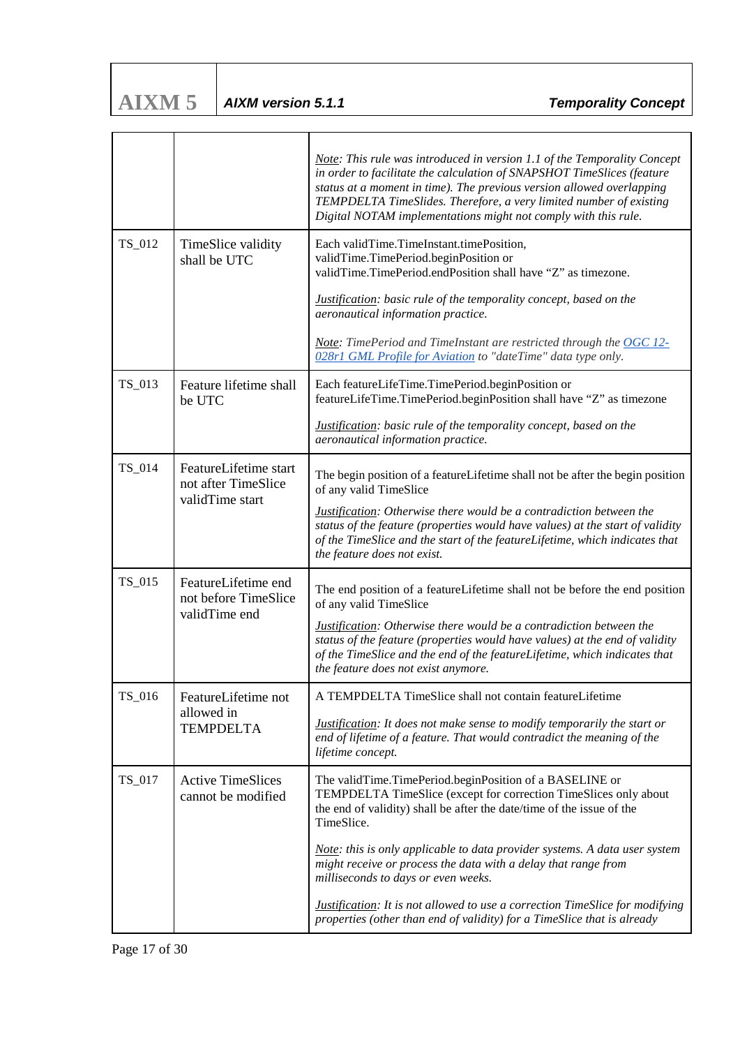| | | |
|---|---|---|
| | | *Note: This rule was introduced in version 1.1 of the Temporality Concept in order to facilitate the calculation of SNAPSHOT TimeSlices (feature status at a moment in time). The previous version allowed overlapping TEMPDELTA TimeSlides. Therefore, a very limited number of existing Digital NOTAM implementations might not comply with this rule.* |
| TS_012 | TimeSlice validity shall be UTC | Each validTime.TimeInstant.timePosition, validTime.TimePeriod.beginPosition or validTime.TimePeriod.endPosition shall have "Z" as timezone.<br><br>*Justification: basic rule of the temporality concept, based on the aeronautical information practice.*<br><br>*Note: TimePeriod and TimeInstant are restricted through the [OGC 12-028r1 GML Profile for Aviation]() to "dateTime" data type only.* |
| TS_013 | Feature lifetime shall be UTC | Each featureLifeTime.TimePeriod.beginPosition or featureLifeTime.TimePeriod.beginPosition shall have "Z" as timezone<br><br>*Justification: basic rule of the temporality concept, based on the aeronautical information practice.* |
| TS_014 | FeatureLifetime start not after TimeSlice validTime start | The begin position of a featureLifetime shall not be after the begin position of any valid TimeSlice<br><br>*Justification: Otherwise there would be a contradiction between the status of the feature (properties would have values) at the start of validity of the TimeSlice and the start of the featureLifetime, which indicates that the feature does not exist.* |
| TS_015 | FeatureLifetime end not before TimeSlice validTime end | The end position of a featureLifetime shall not be before the end position of any valid TimeSlice<br><br>*Justification: Otherwise there would be a contradiction between the status of the feature (properties would have values) at the end of validity of the TimeSlice and the end of the featureLifetime, which indicates that the feature does not exist anymore.* |
| TS_016 | FeatureLifetime not allowed in TEMPDELTA | A TEMPDELTA TimeSlice shall not contain featureLifetime<br><br>*Justification: It does not make sense to modify temporarily the start or end of lifetime of a feature. That would contradict the meaning of the lifetime concept.* |
| TS_017 | Active TimeSlices cannot be modified | The validTime.TimePeriod.beginPosition of a BASELINE or TEMPDELTA TimeSlice (except for correction TimeSlices only about the end of validity) shall be after the date/time of the issue of the TimeSlice.<br><br>*Note: this is only applicable to data provider systems. A data user system might receive or process the data with a delay that range from milliseconds to days or even weeks.*<br><br>*Justification: It is not allowed to use a correction TimeSlice for modifying properties (other than end of validity) for a TimeSlice that is already* |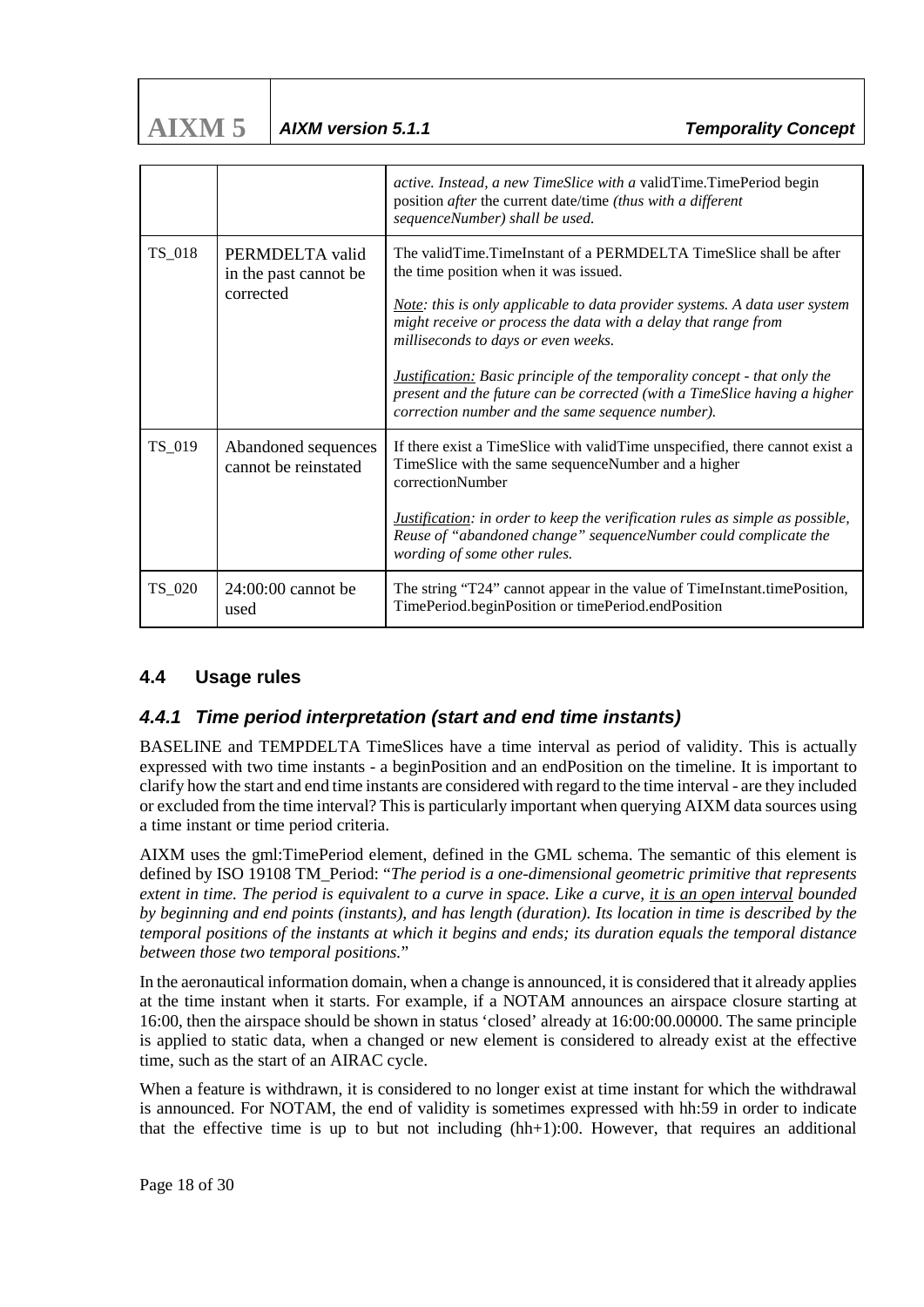| | | |
|---|---|---|
| | | *active. Instead, a new TimeSlice with a* validTime.TimePeriod begin position *after* the current date/time *(thus with a different sequenceNumber) shall be used.* |
| TS_018 | PERMDELTA valid in the past cannot be corrected | The validTime.TimeInstant of a PERMDELTA TimeSlice shall be after the time position when it was issued.<br><br>*<u>Note</u>: this is only applicable to data provider systems. A data user system might receive or process the data with a delay that range from milliseconds to days or even weeks.*<br><br>*<u>Justification:</u> Basic principle of the temporality concept - that only the present and the future can be corrected (with a TimeSlice having a higher correction number and the same sequence number).* |
| TS_019 | Abandoned sequences cannot be reinstated | If there exist a TimeSlice with validTime unspecified, there cannot exist a TimeSlice with the same sequenceNumber and a higher correctionNumber<br><br>*<u>Justification</u>: in order to keep the verification rules as simple as possible, Reuse of "abandoned change" sequenceNumber could complicate the wording of some other rules.* |
| TS_020 | 24:00:00 cannot be used | The string "T24" cannot appear in the value of TimeInstant.timePosition, TimePeriod.beginPosition or timePeriod.endPosition |

## 4.4 Usage rules

### *4.4.1 Time period interpretation (start and end time instants)*

BASELINE and TEMPDELTA TimeSlices have a time interval as period of validity. This is actually expressed with two time instants - a beginPosition and an endPosition on the timeline. It is important to clarify how the start and end time instants are considered with regard to the time interval - are they included or excluded from the time interval? This is particularly important when querying AIXM data sources using a time instant or time period criteria.

AIXM uses the gml:TimePeriod element, defined in the GML schema. The semantic of this element is defined by ISO 19108 TM_Period: "*The period is a one-dimensional geometric primitive that represents extent in time. The period is equivalent to a curve in space. Like a curve, <u>it is an open interval</u> bounded by beginning and end points (instants), and has length (duration). Its location in time is described by the temporal positions of the instants at which it begins and ends; its duration equals the temporal distance between those two temporal positions.*"

In the aeronautical information domain, when a change is announced, it is considered that it already applies at the time instant when it starts. For example, if a NOTAM announces an airspace closure starting at 16:00, then the airspace should be shown in status 'closed' already at 16:00:00.00000. The same principle is applied to static data, when a changed or new element is considered to already exist at the effective time, such as the start of an AIRAC cycle.

When a feature is withdrawn, it is considered to no longer exist at time instant for which the withdrawal is announced. For NOTAM, the end of validity is sometimes expressed with hh:59 in order to indicate that the effective time is up to but not including (hh+1):00. However, that requires an additional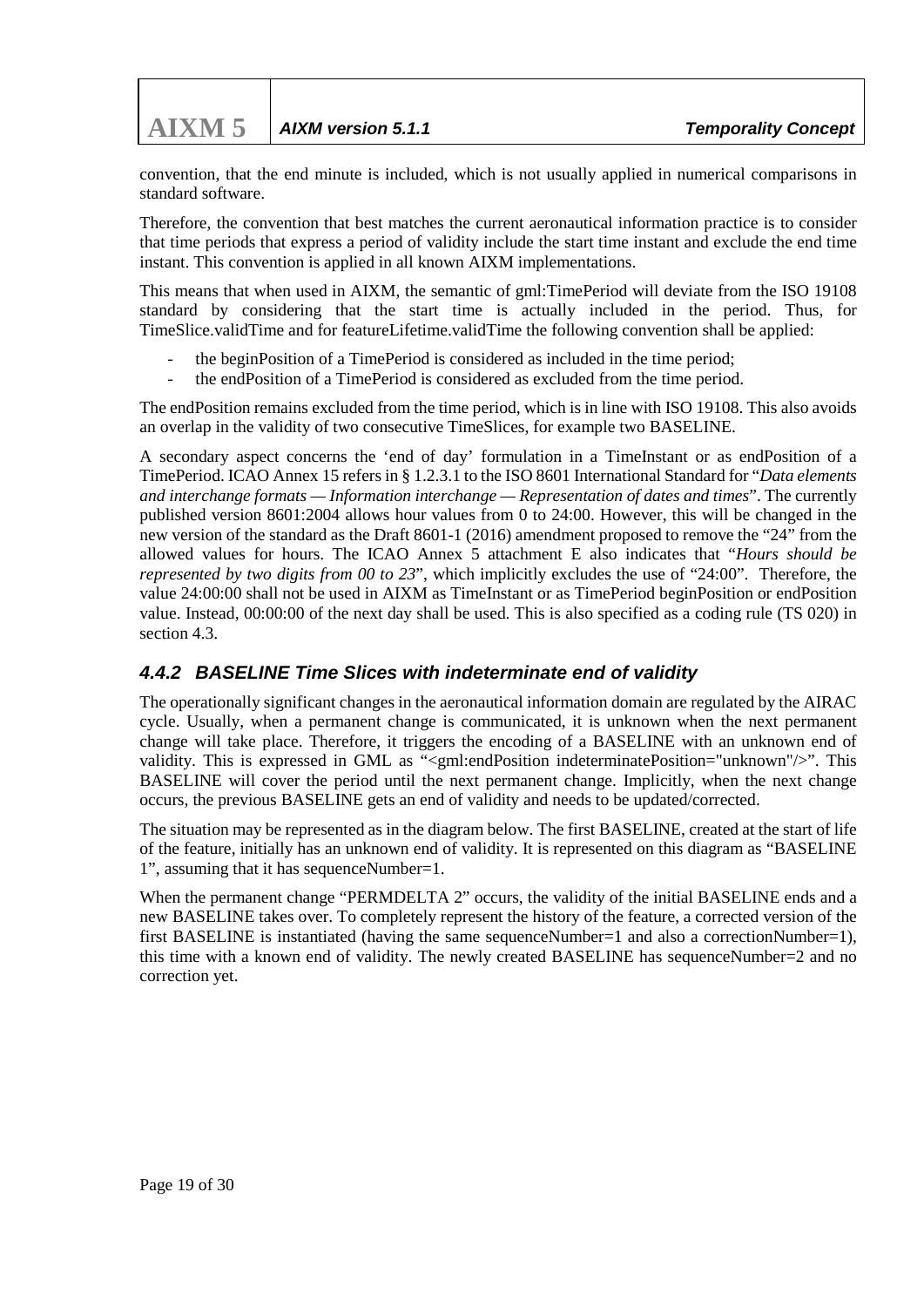convention, that the end minute is included, which is not usually applied in numerical comparisons in standard software.

Therefore, the convention that best matches the current aeronautical information practice is to consider that time periods that express a period of validity include the start time instant and exclude the end time instant. This convention is applied in all known AIXM implementations.

This means that when used in AIXM, the semantic of gml:TimePeriod will deviate from the ISO 19108 standard by considering that the start time is actually included in the period. Thus, for TimeSlice.validTime and for featureLifetime.validTime the following convention shall be applied:

- the beginPosition of a TimePeriod is considered as included in the time period;
- the endPosition of a TimePeriod is considered as excluded from the time period.

The endPosition remains excluded from the time period, which is in line with ISO 19108. This also avoids an overlap in the validity of two consecutive TimeSlices, for example two BASELINE.

A secondary aspect concerns the 'end of day' formulation in a TimeInstant or as endPosition of a TimePeriod. ICAO Annex 15 refers in § 1.2.3.1 to the ISO 8601 International Standard for "*Data elements and interchange formats — Information interchange — Representation of dates and times*". The currently published version 8601:2004 allows hour values from 0 to 24:00. However, this will be changed in the new version of the standard as the Draft 8601-1 (2016) amendment proposed to remove the "24" from the allowed values for hours. The ICAO Annex 5 attachment E also indicates that "*Hours should be represented by two digits from 00 to 23*", which implicitly excludes the use of "24:00". Therefore, the value 24:00:00 shall not be used in AIXM as TimeInstant or as TimePeriod beginPosition or endPosition value. Instead, 00:00:00 of the next day shall be used. This is also specified as a coding rule (TS 020) in section 4.3.

### 4.4.2 BASELINE Time Slices with indeterminate end of validity

The operationally significant changes in the aeronautical information domain are regulated by the AIRAC cycle. Usually, when a permanent change is communicated, it is unknown when the next permanent change will take place. Therefore, it triggers the encoding of a BASELINE with an unknown end of validity. This is expressed in GML as "<gml:endPosition indeterminatePosition="unknown"/>". This BASELINE will cover the period until the next permanent change. Implicitly, when the next change occurs, the previous BASELINE gets an end of validity and needs to be updated/corrected.

The situation may be represented as in the diagram below. The first BASELINE, created at the start of life of the feature, initially has an unknown end of validity. It is represented on this diagram as "BASELINE 1", assuming that it has sequenceNumber=1.

When the permanent change "PERMDELTA 2" occurs, the validity of the initial BASELINE ends and a new BASELINE takes over. To completely represent the history of the feature, a corrected version of the first BASELINE is instantiated (having the same sequenceNumber=1 and also a correctionNumber=1), this time with a known end of validity. The newly created BASELINE has sequenceNumber=2 and no correction yet.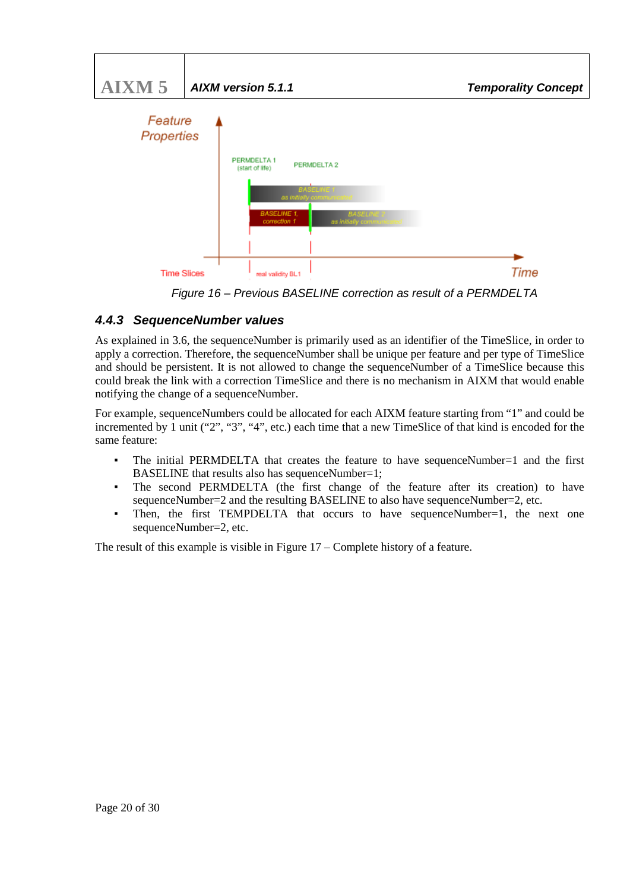Figure 16 – Previous BASELINE correction as result of a PERMDELTA

### 4.4.3 SequenceNumber values

As explained in 3.6, the sequenceNumber is primarily used as an identifier of the TimeSlice, in order to apply a correction. Therefore, the sequenceNumber shall be unique per feature and per type of TimeSlice and should be persistent. It is not allowed to change the sequenceNumber of a TimeSlice because this could break the link with a correction TimeSlice and there is no mechanism in AIXM that would enable notifying the change of a sequenceNumber.

For example, sequenceNumbers could be allocated for each AIXM feature starting from “1” and could be incremented by 1 unit (“2”, “3”, “4”, etc.) each time that a new TimeSlice of that kind is encoded for the same feature:

- The initial PERMDELTA that creates the feature to have sequenceNumber=1 and the first BASELINE that results also has sequenceNumber=1;
- The second PERMDELTA (the first change of the feature after its creation) to have sequenceNumber=2 and the resulting BASELINE to also have sequenceNumber=2, etc.
- Then, the first TEMPDELTA that occurs to have sequenceNumber=1, the next one sequenceNumber=2, etc.

The result of this example is visible in Figure 17 – Complete history of a feature.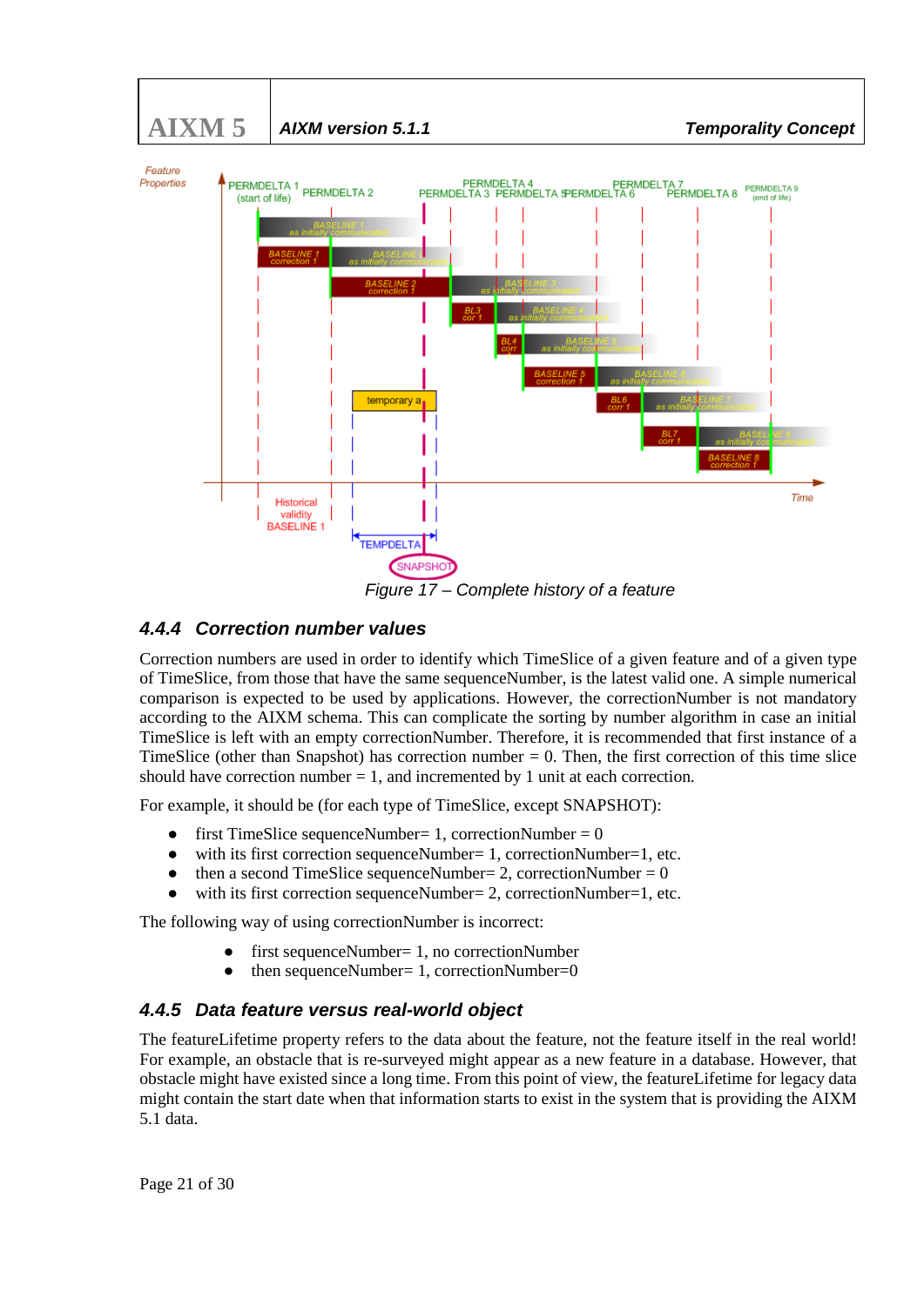Figure 17 – Complete history of a feature

### 4.4.4 Correction number values

Correction numbers are used in order to identify which TimeSlice of a given feature and of a given type of TimeSlice, from those that have the same sequenceNumber, is the latest valid one. A simple numerical comparison is expected to be used by applications. However, the correctionNumber is not mandatory according to the AIXM schema. This can complicate the sorting by number algorithm in case an initial TimeSlice is left with an empty correctionNumber. Therefore, it is recommended that first instance of a TimeSlice (other than Snapshot) has correction number = 0. Then, the first correction of this time slice should have correction number = 1, and incremented by 1 unit at each correction.

For example, it should be (for each type of TimeSlice, except SNAPSHOT):

- first TimeSlice sequenceNumber= 1, correctionNumber = 0
- with its first correction sequenceNumber= 1, correctionNumber=1, etc.
- then a second TimeSlice sequenceNumber= 2, correctionNumber = 0
- with its first correction sequenceNumber= 2, correctionNumber=1, etc.

The following way of using correctionNumber is incorrect:

- first sequenceNumber= 1, no correctionNumber
- then sequenceNumber= 1, correctionNumber=0

### 4.4.5 Data feature versus real-world object

The featureLifetime property refers to the data about the feature, not the feature itself in the real world! For example, an obstacle that is re-surveyed might appear as a new feature in a database. However, that obstacle might have existed since a long time. From this point of view, the featureLifetime for legacy data might contain the start date when that information starts to exist in the system that is providing the AIXM 5.1 data.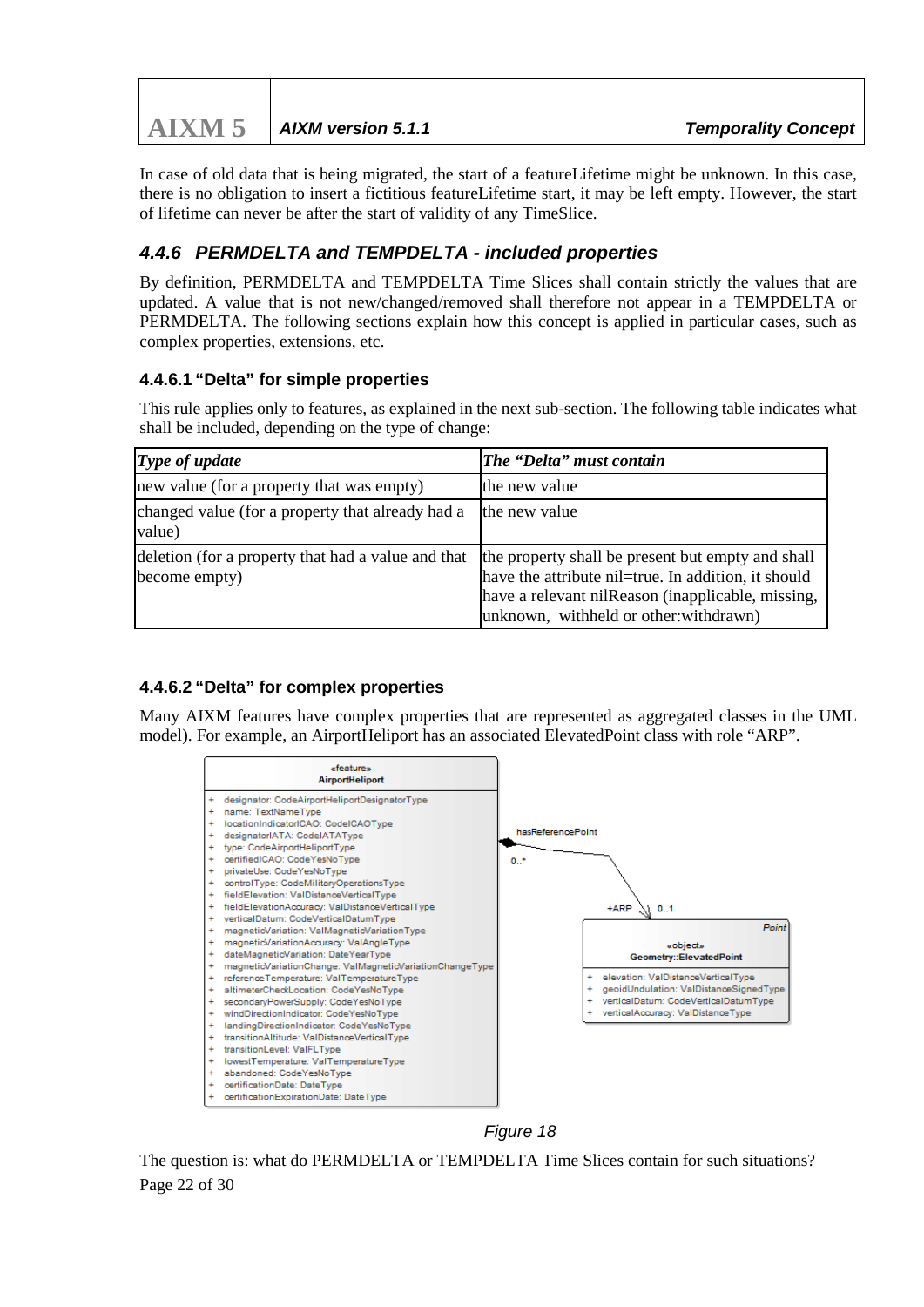In case of old data that is being migrated, the start of a featureLifetime might be unknown. In this case, there is no obligation to insert a fictitious featureLifetime start, it may be left empty. However, the start of lifetime can never be after the start of validity of any TimeSlice.

### 4.4.6 PERMDELTA and TEMPDELTA - included properties

By definition, PERMDELTA and TEMPDELTA Time Slices shall contain strictly the values that are updated. A value that is not new/changed/removed shall therefore not appear in a TEMPDELTA or PERMDELTA. The following sections explain how this concept is applied in particular cases, such as complex properties, extensions, etc.

#### 4.4.6.1 "Delta" for simple properties

This rule applies only to features, as explained in the next sub-section. The following table indicates what shall be included, depending on the type of change:

| *Type of update* | *The "Delta" must contain* |
|---|---|
| new value (for a property that was empty) | the new value |
| changed value (for a property that already had a value) | the new value |
| deletion (for a property that had a value and that become empty) | the property shall be present but empty and shall have the attribute nil=true. In addition, it should have a relevant nilReason (inapplicable, missing, unknown, withheld or other:withdrawn) |

#### 4.4.6.2 "Delta" for complex properties

Many AIXM features have complex properties that are represented as aggregated classes in the UML model). For example, an AirportHeliport has an associated ElevatedPoint class with role "ARP".

*Figure 18*

The question is: what do PERMDELTA or TEMPDELTA Time Slices contain for such situations?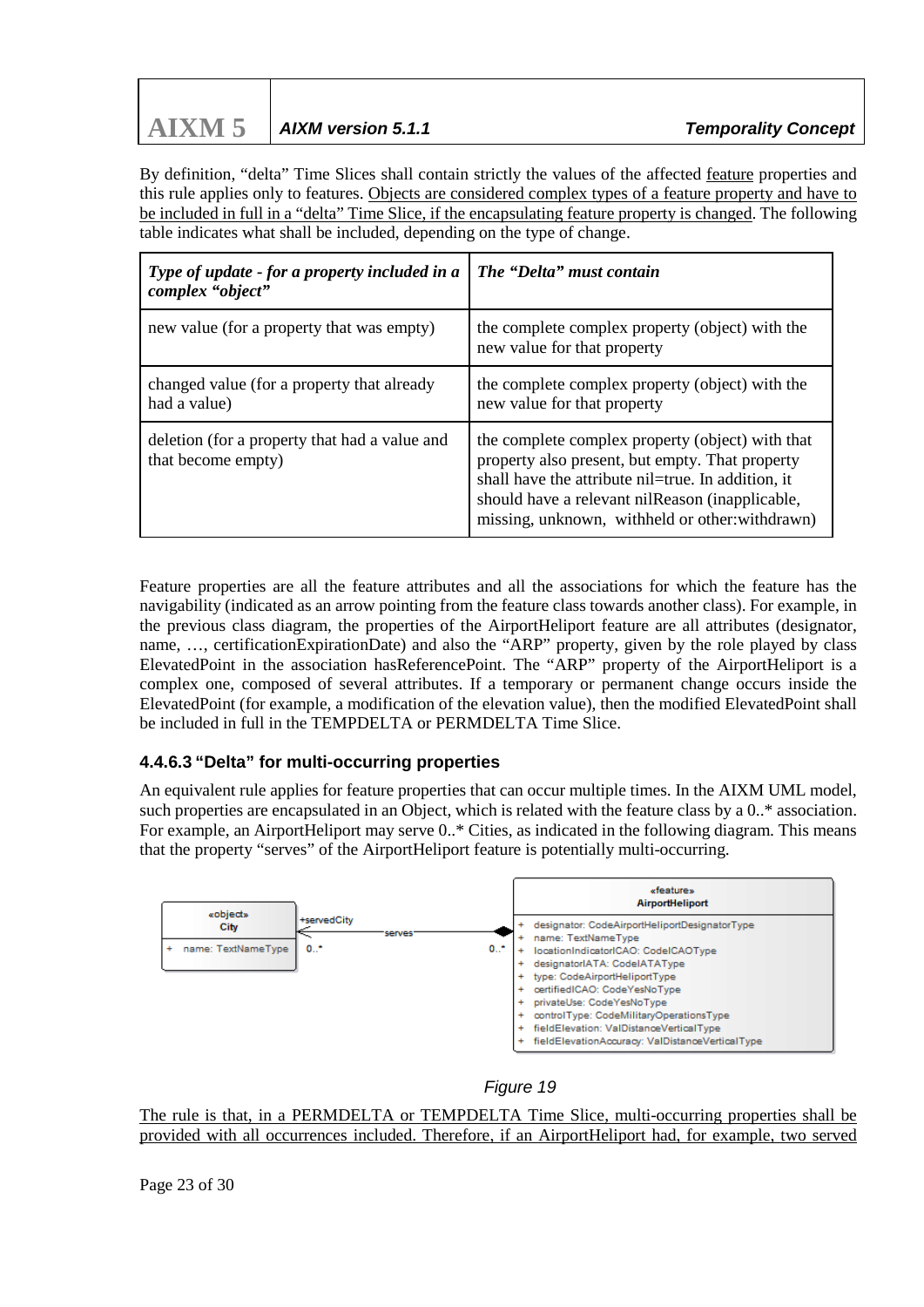By definition, "delta" Time Slices shall contain strictly the values of the affected feature properties and this rule applies only to features. Objects are considered complex types of a feature property and have to be included in full in a "delta" Time Slice, if the encapsulating feature property is changed. The following table indicates what shall be included, depending on the type of change.

| *Type of update - for a property included in a complex "object"* | *The "Delta" must contain* |
|---|---|
| new value (for a property that was empty) | the complete complex property (object) with the new value for that property |
| changed value (for a property that already had a value) | the complete complex property (object) with the new value for that property |
| deletion (for a property that had a value and that become empty) | the complete complex property (object) with that property also present, but empty. That property shall have the attribute nil=true. In addition, it should have a relevant nilReason (inapplicable, missing, unknown, withheld or other:withdrawn) |

Feature properties are all the feature attributes and all the associations for which the feature has the navigability (indicated as an arrow pointing from the feature class towards another class). For example, in the previous class diagram, the properties of the AirportHeliport feature are all attributes (designator, name, …, certificationExpirationDate) and also the "ARP" property, given by the role played by class ElevatedPoint in the association hasReferencePoint. The "ARP" property of the AirportHeliport is a complex one, composed of several attributes. If a temporary or permanent change occurs inside the ElevatedPoint (for example, a modification of the elevation value), then the modified ElevatedPoint shall be included in full in the TEMPDELTA or PERMDELTA Time Slice.

### 4.4.6.3 "Delta" for multi-occurring properties

An equivalent rule applies for feature properties that can occur multiple times. In the AIXM UML model, such properties are encapsulated in an Object, which is related with the feature class by a 0..* association. For example, an AirportHeliport may serve 0..* Cities, as indicated in the following diagram. This means that the property "serves" of the AirportHeliport feature is potentially multi-occurring.

«object» City
+ name: TextNameType

+servedCity 0..* — serves — 0..*

«feature» AirportHeliport
+ designator: CodeAirportHeliportDesignatorType
+ name: TextNameType
+ locationIndicatorICAO: CodeICAOType
+ designatorIATA: CodeIATAType
+ type: CodeAirportHeliportType
+ certifiedICAO: CodeYesNoType
+ privateUse: CodeYesNoType
+ controlType: CodeMilitaryOperationsType
+ fieldElevation: ValDistanceVerticalType
+ fieldElevationAccuracy: ValDistanceVerticalType

*Figure 19*

The rule is that, in a PERMDELTA or TEMPDELTA Time Slice, multi-occurring properties shall be provided with all occurrences included. Therefore, if an AirportHeliport had, for example, two served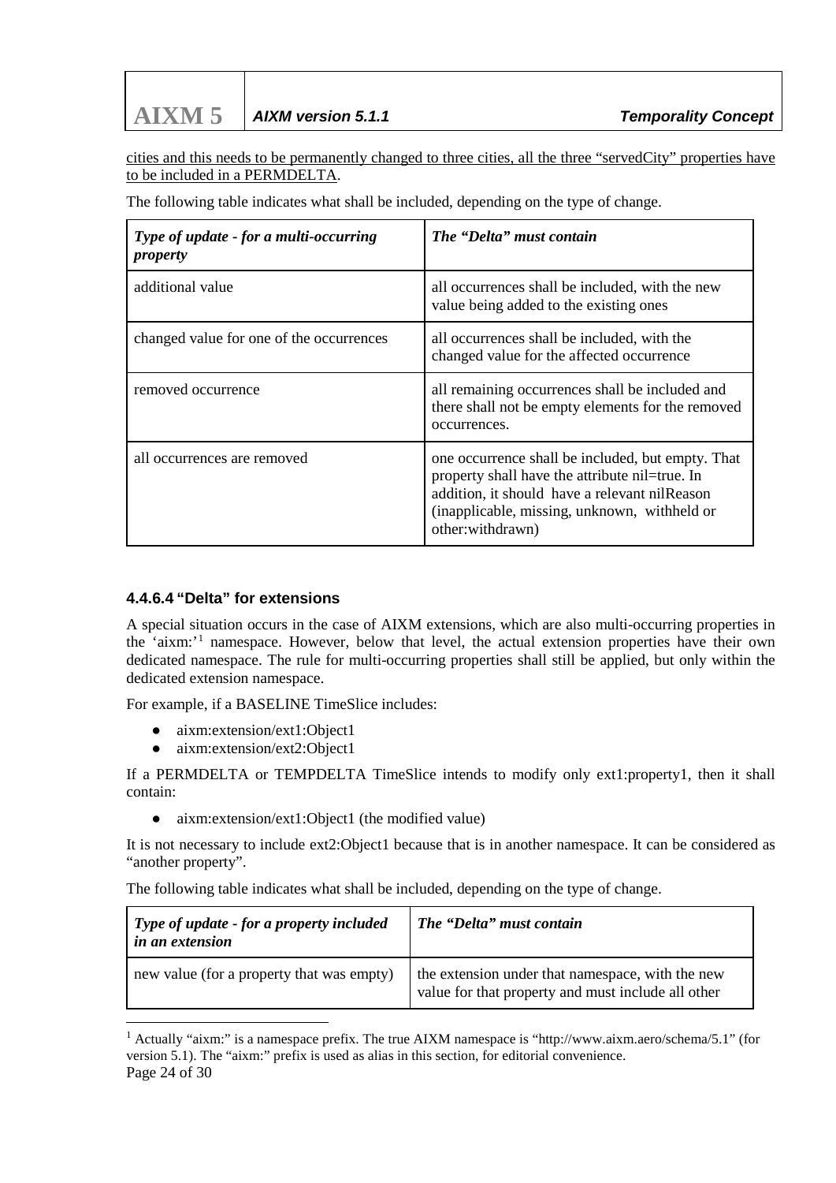cities and this needs to be permanently changed to three cities, all the three "servedCity" properties have to be included in a PERMDELTA.

The following table indicates what shall be included, depending on the type of change.

| *Type of update - for a multi-occurring property* | *The "Delta" must contain* |
|---|---|
| additional value | all occurrences shall be included, with the new value being added to the existing ones |
| changed value for one of the occurrences | all occurrences shall be included, with the changed value for the affected occurrence |
| removed occurrence | all remaining occurrences shall be included and there shall not be empty elements for the removed occurrences. |
| all occurrences are removed | one occurrence shall be included, but empty. That property shall have the attribute nil=true. In addition, it should have a relevant nilReason (inapplicable, missing, unknown, withheld or other:withdrawn) |

#### 4.4.6.4 "Delta" for extensions

A special situation occurs in the case of AIXM extensions, which are also multi-occurring properties in the 'aixm:'[1] namespace. However, below that level, the actual extension properties have their own dedicated namespace. The rule for multi-occurring properties shall still be applied, but only within the dedicated extension namespace.

For example, if a BASELINE TimeSlice includes:

- aixm:extension/ext1:Object1
- aixm:extension/ext2:Object1

If a PERMDELTA or TEMPDELTA TimeSlice intends to modify only ext1:property1, then it shall contain:

- aixm:extension/ext1:Object1 (the modified value)

It is not necessary to include ext2:Object1 because that is in another namespace. It can be considered as "another property".

The following table indicates what shall be included, depending on the type of change.

| *Type of update - for a property included in an extension* | *The "Delta" must contain* |
|---|---|
| new value (for a property that was empty) | the extension under that namespace, with the new value for that property and must include all other |

[1] Actually "aixm:" is a namespace prefix. The true AIXM namespace is "http://www.aixm.aero/schema/5.1" (for version 5.1). The "aixm:" prefix is used as alias in this section, for editorial convenience.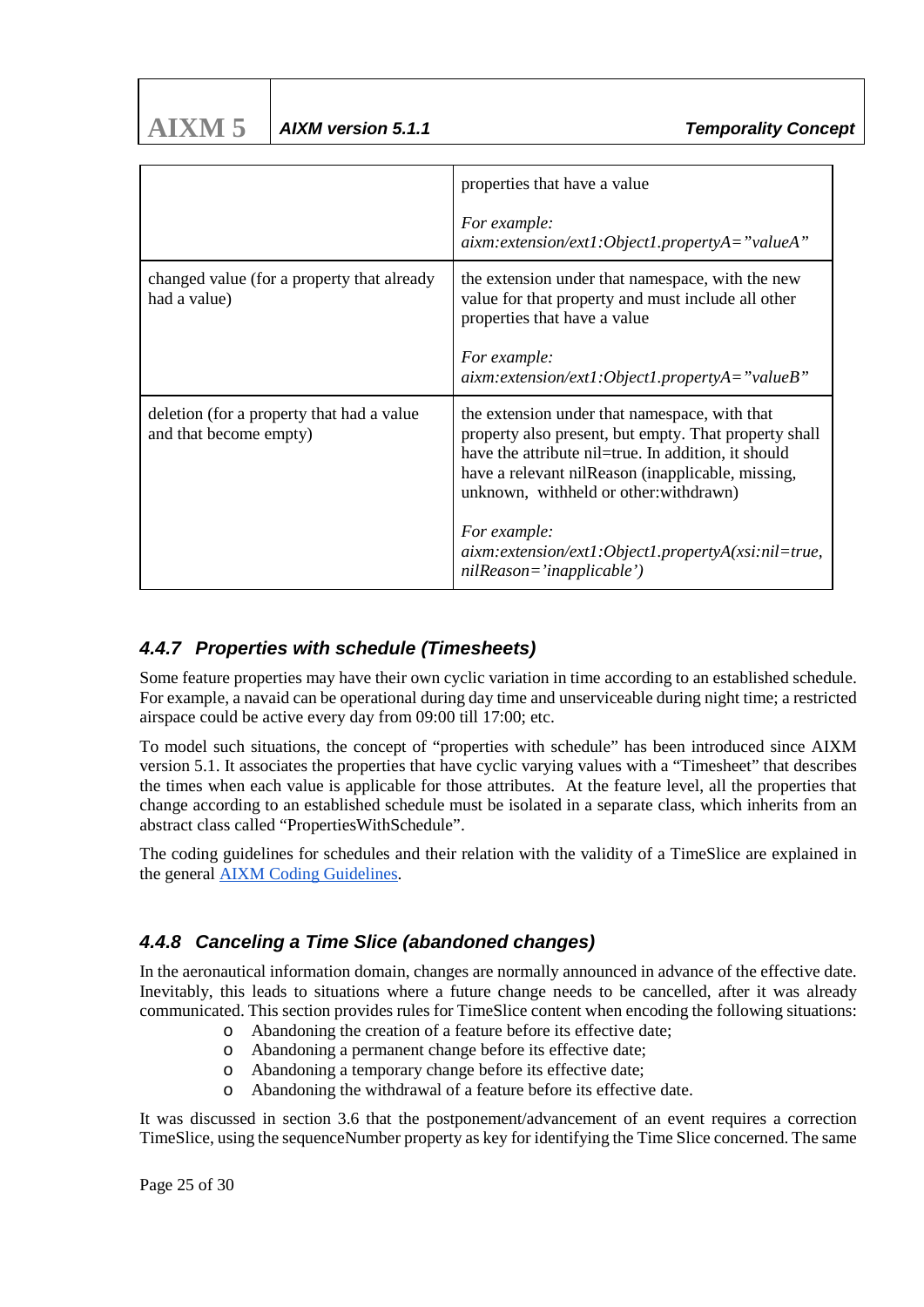|  | properties that have a value<br><br>*For example: aixm:extension/ext1:Object1.propertyA="valueA"* |
|---|---|
| changed value (for a property that already had a value) | the extension under that namespace, with the new value for that property and must include all other properties that have a value<br><br>*For example: aixm:extension/ext1:Object1.propertyA="valueB"* |
| deletion (for a property that had a value and that become empty) | the extension under that namespace, with that property also present, but empty. That property shall have the attribute nil=true. In addition, it should have a relevant nilReason (inapplicable, missing, unknown, withheld or other:withdrawn)<br><br>*For example: aixm:extension/ext1:Object1.propertyA(xsi:nil=true, nilReason='inapplicable')* |

### 4.4.7 Properties with schedule (Timesheets)

Some feature properties may have their own cyclic variation in time according to an established schedule. For example, a navaid can be operational during day time and unserviceable during night time; a restricted airspace could be active every day from 09:00 till 17:00; etc.

To model such situations, the concept of "properties with schedule" has been introduced since AIXM version 5.1. It associates the properties that have cyclic varying values with a "Timesheet" that describes the times when each value is applicable for those attributes. At the feature level, all the properties that change according to an established schedule must be isolated in a separate class, which inherits from an abstract class called "PropertiesWithSchedule".

The coding guidelines for schedules and their relation with the validity of a TimeSlice are explained in the general AIXM Coding Guidelines.

### 4.4.8 Canceling a Time Slice (abandoned changes)

In the aeronautical information domain, changes are normally announced in advance of the effective date. Inevitably, this leads to situations where a future change needs to be cancelled, after it was already communicated. This section provides rules for TimeSlice content when encoding the following situations:

- Abandoning the creation of a feature before its effective date;
- Abandoning a permanent change before its effective date;
- Abandoning a temporary change before its effective date;
- Abandoning the withdrawal of a feature before its effective date.

It was discussed in section 3.6 that the postponement/advancement of an event requires a correction TimeSlice, using the sequenceNumber property as key for identifying the Time Slice concerned. The same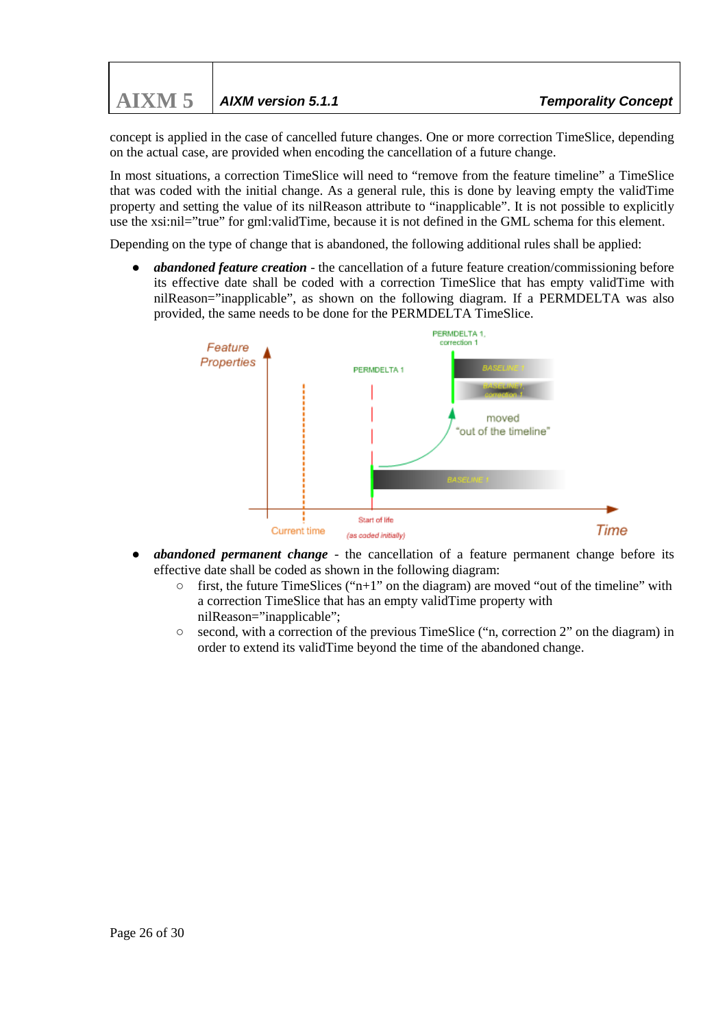concept is applied in the case of cancelled future changes. One or more correction TimeSlice, depending on the actual case, are provided when encoding the cancellation of a future change.

In most situations, a correction TimeSlice will need to "remove from the feature timeline" a TimeSlice that was coded with the initial change. As a general rule, this is done by leaving empty the validTime property and setting the value of its nilReason attribute to "inapplicable". It is not possible to explicitly use the xsi:nil="true" for gml:validTime, because it is not defined in the GML schema for this element.

Depending on the type of change that is abandoned, the following additional rules shall be applied:

- ***abandoned feature creation*** - the cancellation of a future feature creation/commissioning before its effective date shall be coded with a correction TimeSlice that has empty validTime with nilReason="inapplicable", as shown on the following diagram. If a PERMDELTA was also provided, the same needs to be done for the PERMDELTA TimeSlice.

- ***abandoned permanent change*** - the cancellation of a feature permanent change before its effective date shall be coded as shown in the following diagram:
  - first, the future TimeSlices ("n+1" on the diagram) are moved "out of the timeline" with a correction TimeSlice that has an empty validTime property with nilReason="inapplicable";
  - second, with a correction of the previous TimeSlice ("n, correction 2" on the diagram) in order to extend its validTime beyond the time of the abandoned change.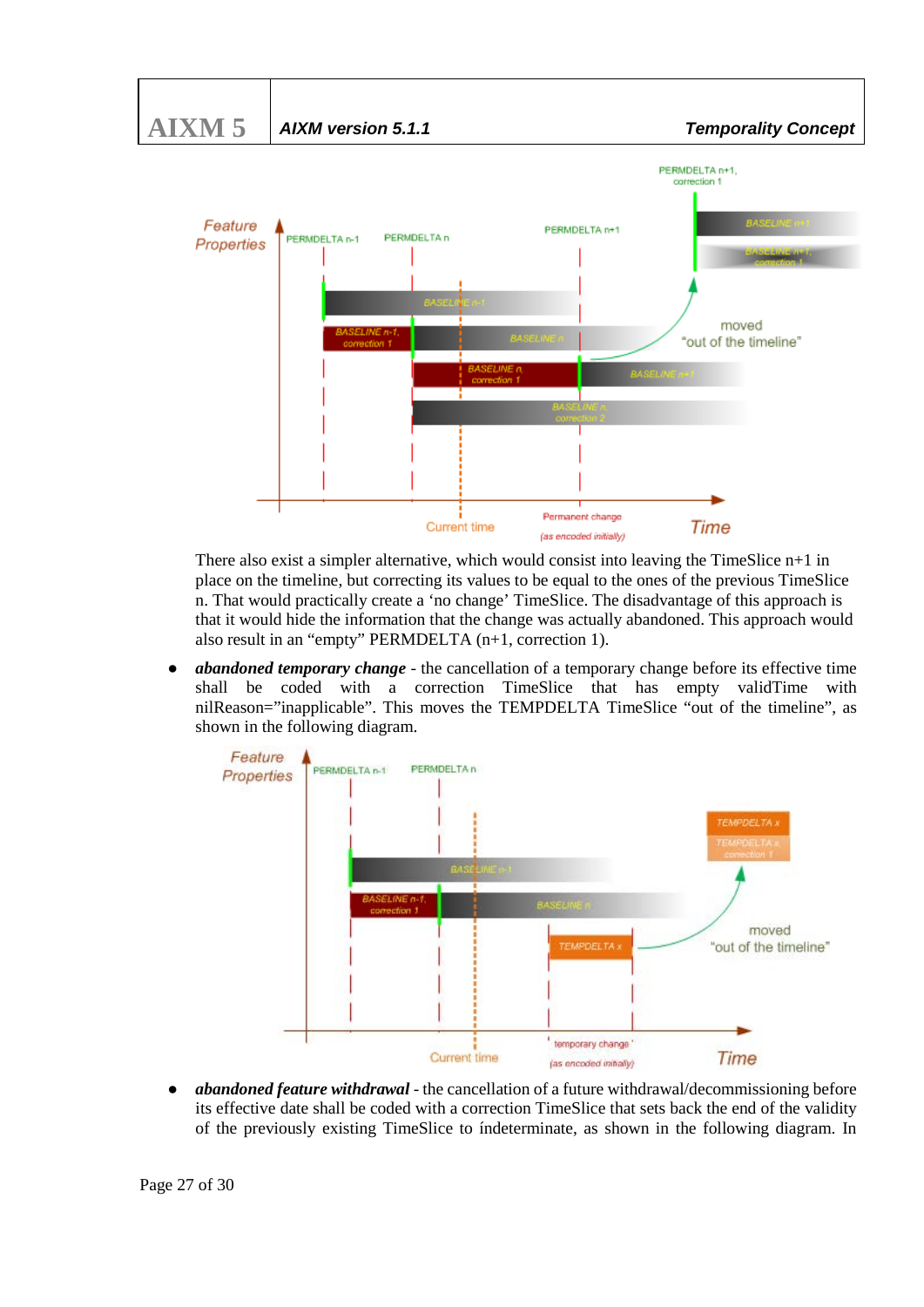There also exist a simpler alternative, which would consist into leaving the TimeSlice n+1 in place on the timeline, but correcting its values to be equal to the ones of the previous TimeSlice n. That would practically create a 'no change' TimeSlice. The disadvantage of this approach is that it would hide the information that the change was actually abandoned. This approach would also result in an "empty" PERMDELTA (n+1, correction 1).

- ***abandoned temporary change*** - the cancellation of a temporary change before its effective time shall be coded with a correction TimeSlice that has empty validTime with nilReason="inapplicable". This moves the TEMPDELTA TimeSlice "out of the timeline", as shown in the following diagram.

- ***abandoned feature withdrawal*** - the cancellation of a future withdrawal/decommissioning before its effective date shall be coded with a correction TimeSlice that sets back the end of the validity of the previously existing TimeSlice to índeterminate, as shown in the following diagram. In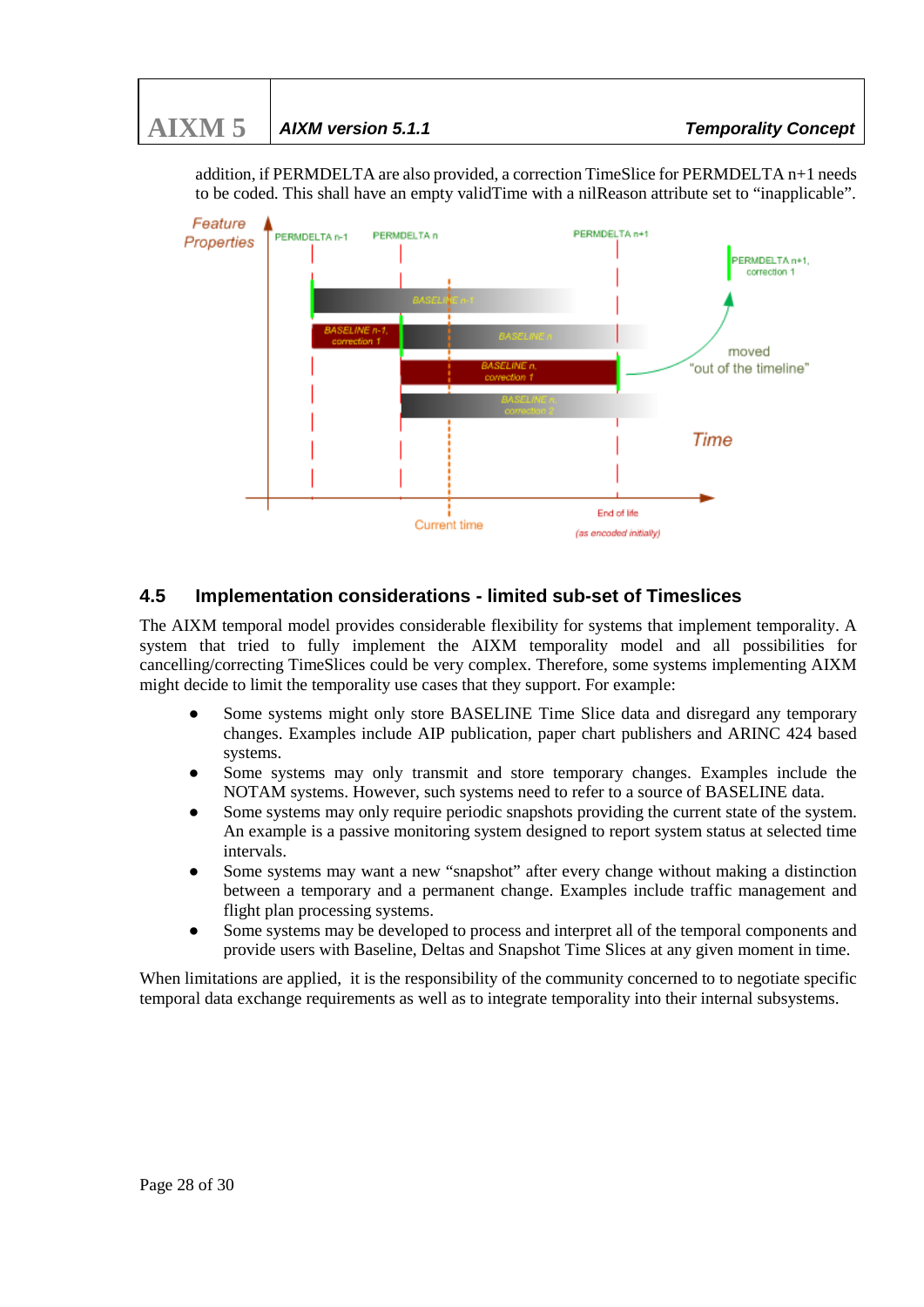addition, if PERMDELTA are also provided, a correction TimeSlice for PERMDELTA n+1 needs to be coded. This shall have an empty validTime with a nilReason attribute set to “inapplicable”.

## 4.5 Implementation considerations - limited sub-set of Timeslices

The AIXM temporal model provides considerable flexibility for systems that implement temporality. A system that tried to fully implement the AIXM temporality model and all possibilities for cancelling/correcting TimeSlices could be very complex. Therefore, some systems implementing AIXM might decide to limit the temporality use cases that they support. For example:

- Some systems might only store BASELINE Time Slice data and disregard any temporary changes. Examples include AIP publication, paper chart publishers and ARINC 424 based systems.
- Some systems may only transmit and store temporary changes. Examples include the NOTAM systems. However, such systems need to refer to a source of BASELINE data.
- Some systems may only require periodic snapshots providing the current state of the system. An example is a passive monitoring system designed to report system status at selected time intervals.
- Some systems may want a new “snapshot” after every change without making a distinction between a temporary and a permanent change. Examples include traffic management and flight plan processing systems.
- Some systems may be developed to process and interpret all of the temporal components and provide users with Baseline, Deltas and Snapshot Time Slices at any given moment in time.

When limitations are applied, it is the responsibility of the community concerned to to negotiate specific temporal data exchange requirements as well as to integrate temporality into their internal subsystems.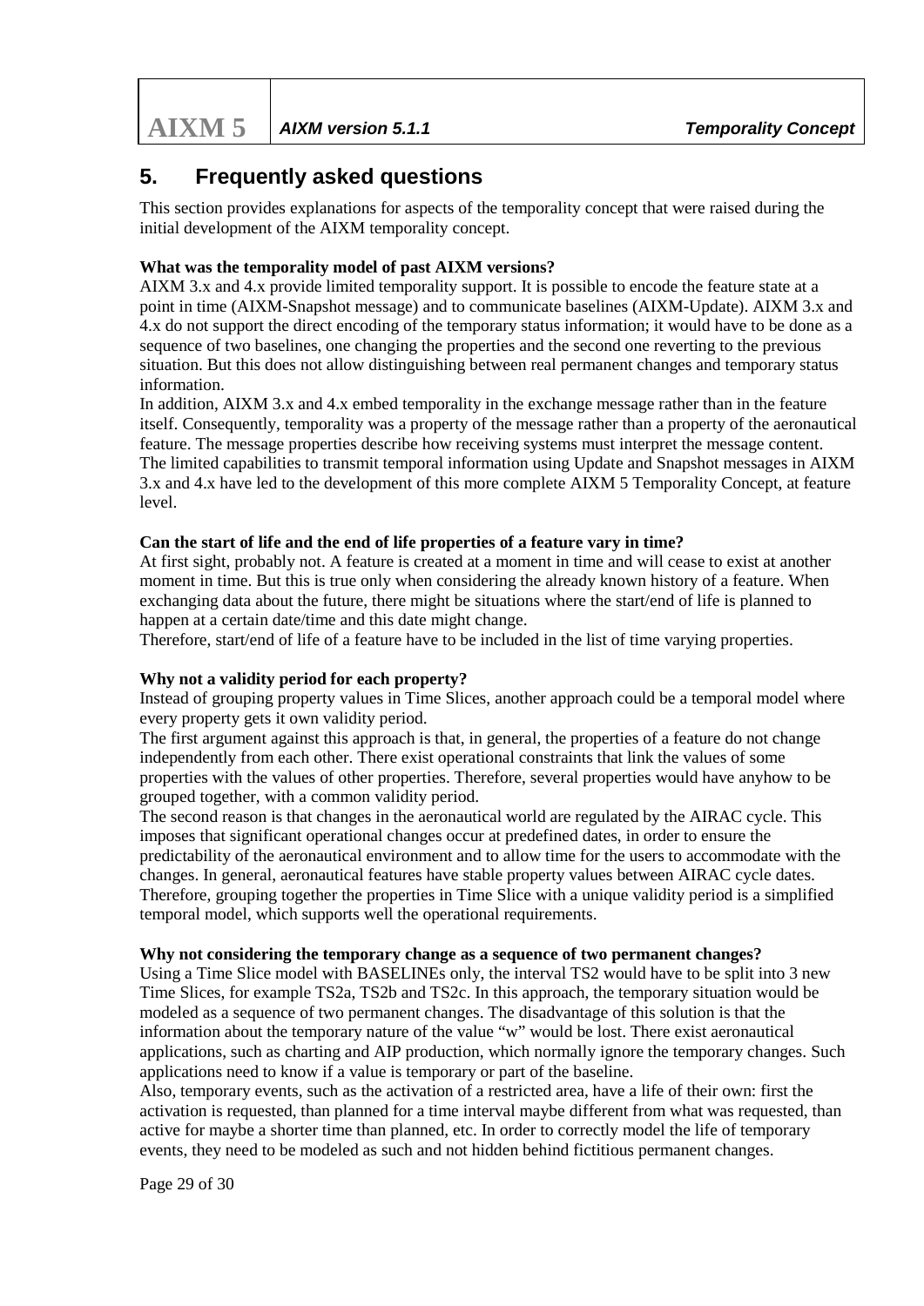## 5. Frequently asked questions

This section provides explanations for aspects of the temporality concept that were raised during the initial development of the AIXM temporality concept.

**What was the temporality model of past AIXM versions?**

AIXM 3.x and 4.x provide limited temporality support. It is possible to encode the feature state at a point in time (AIXM-Snapshot message) and to communicate baselines (AIXM-Update). AIXM 3.x and 4.x do not support the direct encoding of the temporary status information; it would have to be done as a sequence of two baselines, one changing the properties and the second one reverting to the previous situation. But this does not allow distinguishing between real permanent changes and temporary status information.

In addition, AIXM 3.x and 4.x embed temporality in the exchange message rather than in the feature itself. Consequently, temporality was a property of the message rather than a property of the aeronautical feature. The message properties describe how receiving systems must interpret the message content.

The limited capabilities to transmit temporal information using Update and Snapshot messages in AIXM 3.x and 4.x have led to the development of this more complete AIXM 5 Temporality Concept, at feature level.

**Can the start of life and the end of life properties of a feature vary in time?**

At first sight, probably not. A feature is created at a moment in time and will cease to exist at another moment in time. But this is true only when considering the already known history of a feature. When exchanging data about the future, there might be situations where the start/end of life is planned to happen at a certain date/time and this date might change.

Therefore, start/end of life of a feature have to be included in the list of time varying properties.

**Why not a validity period for each property?**

Instead of grouping property values in Time Slices, another approach could be a temporal model where every property gets it own validity period.

The first argument against this approach is that, in general, the properties of a feature do not change independently from each other. There exist operational constraints that link the values of some properties with the values of other properties. Therefore, several properties would have anyhow to be grouped together, with a common validity period.

The second reason is that changes in the aeronautical world are regulated by the AIRAC cycle. This imposes that significant operational changes occur at predefined dates, in order to ensure the predictability of the aeronautical environment and to allow time for the users to accommodate with the changes. In general, aeronautical features have stable property values between AIRAC cycle dates. Therefore, grouping together the properties in Time Slice with a unique validity period is a simplified temporal model, which supports well the operational requirements.

**Why not considering the temporary change as a sequence of two permanent changes?**

Using a Time Slice model with BASELINEs only, the interval TS2 would have to be split into 3 new Time Slices, for example TS2a, TS2b and TS2c. In this approach, the temporary situation would be modeled as a sequence of two permanent changes. The disadvantage of this solution is that the information about the temporary nature of the value "w" would be lost. There exist aeronautical applications, such as charting and AIP production, which normally ignore the temporary changes. Such applications need to know if a value is temporary or part of the baseline.

Also, temporary events, such as the activation of a restricted area, have a life of their own: first the activation is requested, than planned for a time interval maybe different from what was requested, than active for maybe a shorter time than planned, etc. In order to correctly model the life of temporary events, they need to be modeled as such and not hidden behind fictitious permanent changes.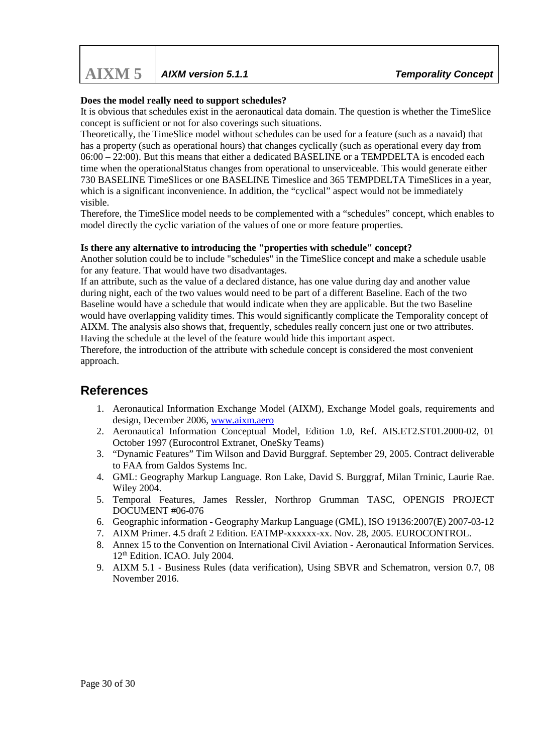**Does the model really need to support schedules?**

It is obvious that schedules exist in the aeronautical data domain. The question is whether the TimeSlice concept is sufficient or not for also coverings such situations.

Theoretically, the TimeSlice model without schedules can be used for a feature (such as a navaid) that has a property (such as operational hours) that changes cyclically (such as operational every day from 06:00 – 22:00). But this means that either a dedicated BASELINE or a TEMPDELTA is encoded each time when the operationalStatus changes from operational to unserviceable. This would generate either 730 BASELINE TimeSlices or one BASELINE Timeslice and 365 TEMPDELTA TimeSlices in a year, which is a significant inconvenience. In addition, the "cyclical" aspect would not be immediately visible.

Therefore, the TimeSlice model needs to be complemented with a "schedules" concept, which enables to model directly the cyclic variation of the values of one or more feature properties.

**Is there any alternative to introducing the "properties with schedule" concept?**

Another solution could be to include "schedules" in the TimeSlice concept and make a schedule usable for any feature. That would have two disadvantages.

If an attribute, such as the value of a declared distance, has one value during day and another value during night, each of the two values would need to be part of a different Baseline. Each of the two Baseline would have a schedule that would indicate when they are applicable. But the two Baseline would have overlapping validity times. This would significantly complicate the Temporality concept of AIXM. The analysis also shows that, frequently, schedules really concern just one or two attributes. Having the schedule at the level of the feature would hide this important aspect.

Therefore, the introduction of the attribute with schedule concept is considered the most convenient approach.

## References

1. Aeronautical Information Exchange Model (AIXM), Exchange Model goals, requirements and design, December 2006, www.aixm.aero
2. Aeronautical Information Conceptual Model, Edition 1.0, Ref. AIS.ET2.ST01.2000-02, 01 October 1997 (Eurocontrol Extranet, OneSky Teams)
3. "Dynamic Features" Tim Wilson and David Burggraf. September 29, 2005. Contract deliverable to FAA from Galdos Systems Inc.
4. GML: Geography Markup Language. Ron Lake, David S. Burggraf, Milan Trninic, Laurie Rae. Wiley 2004.
5. Temporal Features, James Ressler, Northrop Grumman TASC, OPENGIS PROJECT DOCUMENT #06-076
6. Geographic information - Geography Markup Language (GML), ISO 19136:2007(E) 2007-03-12
7. AIXM Primer. 4.5 draft 2 Edition. EATMP-xxxxxx-xx. Nov. 28, 2005. EUROCONTROL.
8. Annex 15 to the Convention on International Civil Aviation - Aeronautical Information Services. 12th Edition. ICAO. July 2004.
9. AIXM 5.1 - Business Rules (data verification), Using SBVR and Schematron, version 0.7, 08 November 2016.